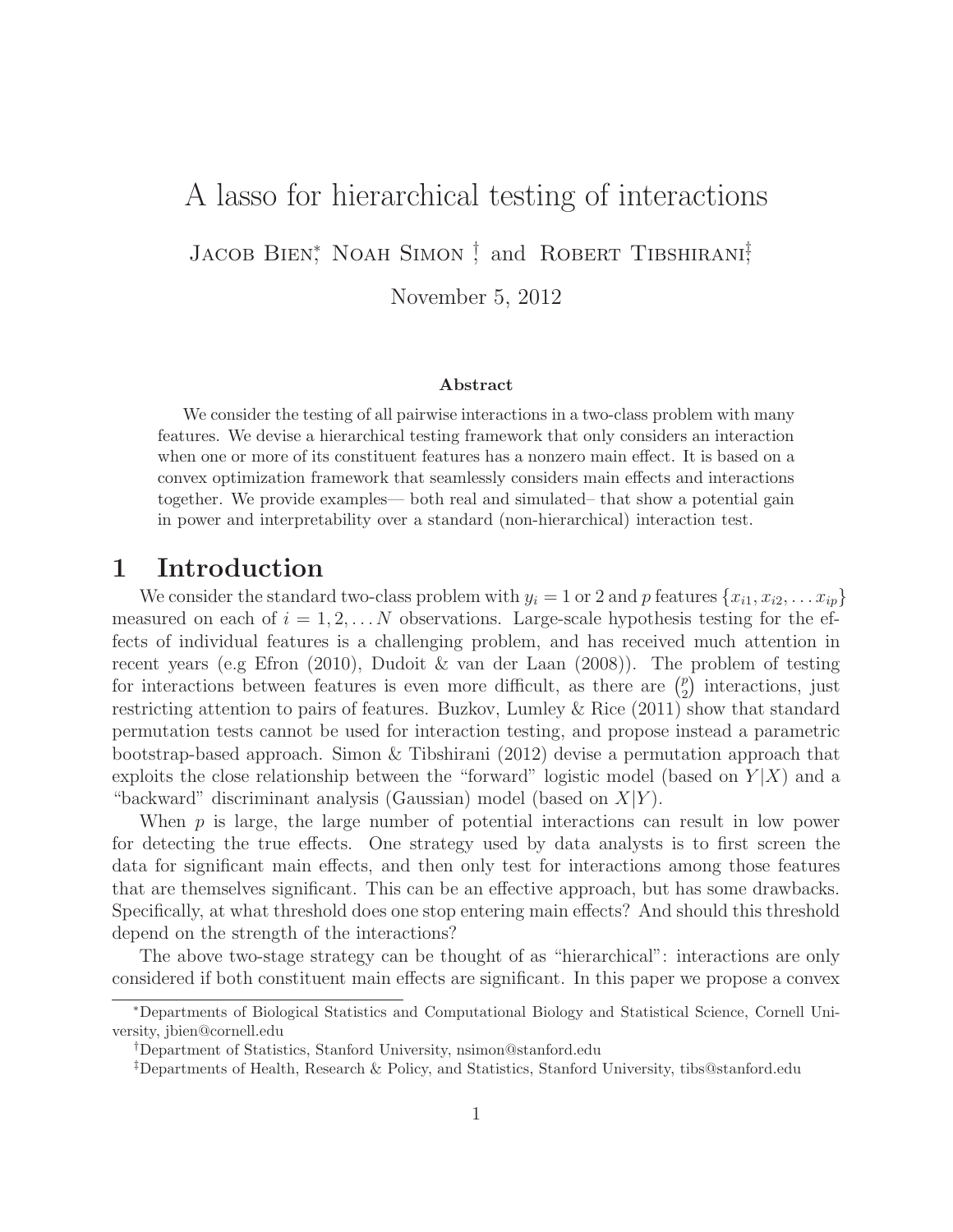# A lasso for hierarchical testing of interactions

Jacob Bien[*], Noah Simon[†] and Robert Tibshirani[‡]

November 5, 2012

### Abstract

We consider the testing of all pairwise interactions in a two-class problem with many features. We devise a hierarchical testing framework that only considers an interaction when one or more of its constituent features has a nonzero main effect. It is based on a convex optimization framework that seamlessly considers main effects and interactions together. We provide examples— both real and simulated– that show a potential gain in power and interpretability over a standard (non-hierarchical) interaction test.

## 1 Introduction

We consider the standard two-class problem with $y_i = 1$ or 2 and $p$ features $\{x_{i1}, x_{i2}, \ldots x_{ip}\}$ measured on each of $i = 1, 2, \ldots N$ observations. Large-scale hypothesis testing for the effects of individual features is a challenging problem, and has received much attention in recent years (e.g Efron (2010), Dudoit & van der Laan (2008)). The problem of testing for interactions between features is even more difficult, as there are $\binom{p}{2}$ interactions, just restricting attention to pairs of features. Buzkov, Lumley & Rice (2011) show that standard permutation tests cannot be used for interaction testing, and propose instead a parametric bootstrap-based approach. Simon & Tibshirani (2012) devise a permutation approach that exploits the close relationship between the "forward" logistic model (based on $Y|X$) and a "backward" discriminant analysis (Gaussian) model (based on $X|Y$).

When $p$ is large, the large number of potential interactions can result in low power for detecting the true effects. One strategy used by data analysts is to first screen the data for significant main effects, and then only test for interactions among those features that are themselves significant. This can be an effective approach, but has some drawbacks. Specifically, at what threshold does one stop entering main effects? And should this threshold depend on the strength of the interactions?

The above two-stage strategy can be thought of as "hierarchical": interactions are only considered if both constituent main effects are significant. In this paper we propose a convex

---

[*] Departments of Biological Statistics and Computational Biology and Statistical Science, Cornell University, jbien@cornell.edu

[†] Department of Statistics, Stanford University, nsimon@stanford.edu

[‡] Departments of Health, Research & Policy, and Statistics, Stanford University, tibs@stanford.edu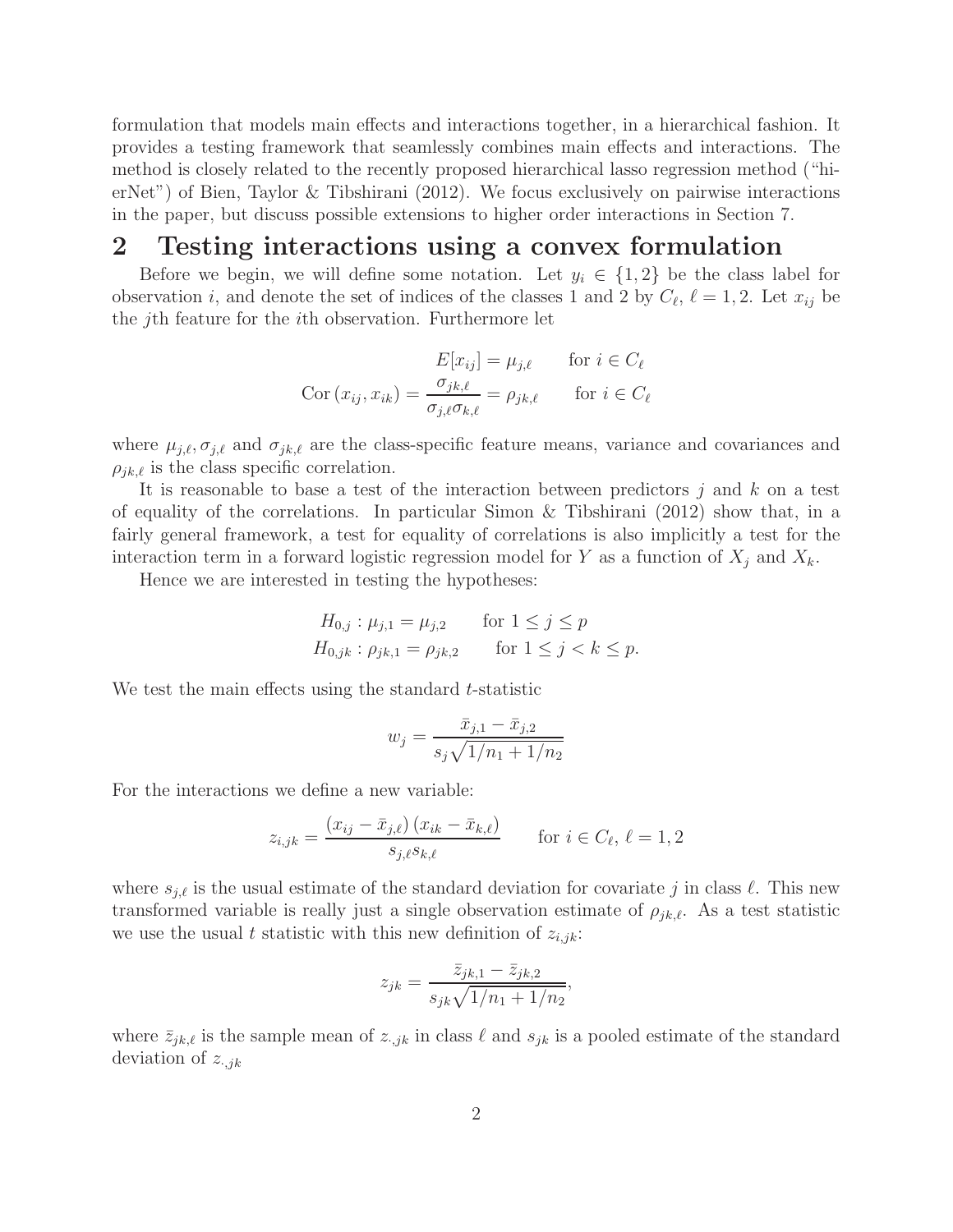formulation that models main effects and interactions together, in a hierarchical fashion. It provides a testing framework that seamlessly combines main effects and interactions. The method is closely related to the recently proposed hierarchical lasso regression method ("hierNet") of Bien, Taylor & Tibshirani (2012). We focus exclusively on pairwise interactions in the paper, but discuss possible extensions to higher order interactions in Section 7.

# 2 Testing interactions using a convex formulation

Before we begin, we will define some notation. Let $y_i \in \{1, 2\}$ be the class label for observation $i$, and denote the set of indices of the classes 1 and 2 by $C_\ell$, $\ell = 1, 2$. Let $x_{ij}$ be the $j$th feature for the $i$th observation. Furthermore let

$$E[x_{ij}] = \mu_{j,\ell} \qquad \text{for } i \in C_\ell$$

$$\text{Cor}\left(x_{ij}, x_{ik}\right) = \frac{\sigma_{jk,\ell}}{\sigma_{j,\ell}\sigma_{k,\ell}} = \rho_{jk,\ell} \qquad \text{for } i \in C_\ell$$

where $\mu_{j,\ell}, \sigma_{j,\ell}$ and $\sigma_{jk,\ell}$ are the class-specific feature means, variance and covariances and $\rho_{jk,\ell}$ is the class specific correlation.

It is reasonable to base a test of the interaction between predictors $j$ and $k$ on a test of equality of the correlations. In particular Simon & Tibshirani (2012) show that, in a fairly general framework, a test for equality of correlations is also implicitly a test for the interaction term in a forward logistic regression model for $Y$ as a function of $X_j$ and $X_k$.

Hence we are interested in testing the hypotheses:

$$H_{0,j} : \mu_{j,1} = \mu_{j,2} \qquad \text{for } 1 \le j \le p$$

$$H_{0,jk} : \rho_{jk,1} = \rho_{jk,2} \qquad \text{for } 1 \le j < k \le p.$$

We test the main effects using the standard $t$-statistic

$$w_j = \frac{\bar{x}_{j,1} - \bar{x}_{j,2}}{s_j\sqrt{1/n_1 + 1/n_2}}$$

For the interactions we define a new variable:

$$z_{i,jk} = \frac{\left(x_{ij} - \bar{x}_{j,\ell}\right)\left(x_{ik} - \bar{x}_{k,\ell}\right)}{s_{j,\ell}s_{k,\ell}} \qquad \text{for } i \in C_\ell,\ \ell = 1, 2$$

where $s_{j,\ell}$ is the usual estimate of the standard deviation for covariate $j$ in class $\ell$. This new transformed variable is really just a single observation estimate of $\rho_{jk,\ell}$. As a test statistic we use the usual $t$ statistic with this new definition of $z_{i,jk}$:

$$z_{jk} = \frac{\bar{z}_{jk,1} - \bar{z}_{jk,2}}{s_{jk}\sqrt{1/n_1 + 1/n_2}},$$

where $\bar{z}_{jk,\ell}$ is the sample mean of $z_{\cdot,jk}$ in class $\ell$ and $s_{jk}$ is a pooled estimate of the standard deviation of $z_{\cdot,jk}$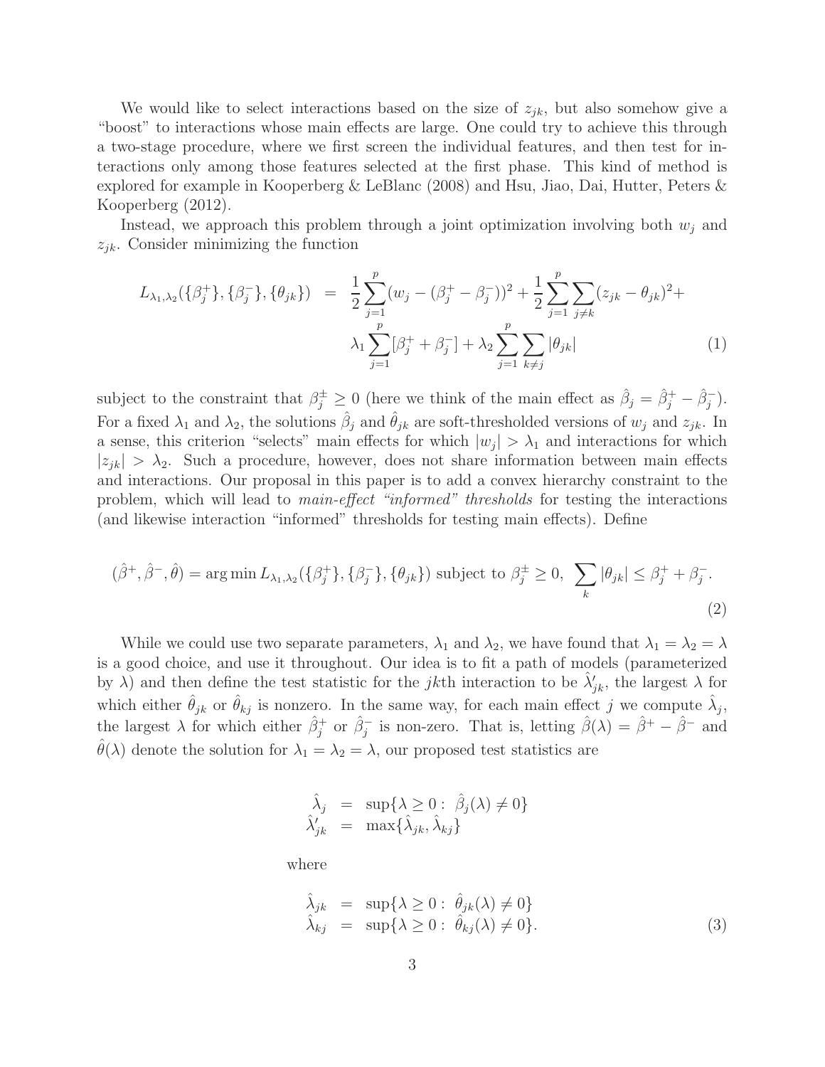We would like to select interactions based on the size of $z_{jk}$, but also somehow give a "boost" to interactions whose main effects are large. One could try to achieve this through a two-stage procedure, where we first screen the individual features, and then test for interactions only among those features selected at the first phase. This kind of method is explored for example in Kooperberg & LeBlanc (2008) and Hsu, Jiao, Dai, Hutter, Peters & Kooperberg (2012).

Instead, we approach this problem through a joint optimization involving both $w_j$ and $z_{jk}$. Consider minimizing the function

$$
\begin{aligned}
L_{\lambda_1,\lambda_2}(\{\beta_j^+\},\{\beta_j^-\},\{\theta_{jk}\}) &= \frac{1}{2}\sum_{j=1}^{p}(w_j - (\beta_j^+ - \beta_j^-))^2 + \frac{1}{2}\sum_{j=1}^{p}\sum_{j\neq k}(z_{jk}-\theta_{jk})^2 + \\
&\quad \lambda_1 \sum_{j=1}^{p}[\beta_j^+ + \beta_j^-] + \lambda_2 \sum_{j=1}^{p}\sum_{k\neq j}|\theta_{jk}| \qquad (1)
\end{aligned}
$$

subject to the constraint that $\beta_j^\pm \geq 0$ (here we think of the main effect as $\hat{\beta}_j = \hat{\beta}_j^+ - \hat{\beta}_j^-$). For a fixed $\lambda_1$ and $\lambda_2$, the solutions $\hat{\beta}_j$ and $\hat{\theta}_{jk}$ are soft-thresholded versions of $w_j$ and $z_{jk}$. In a sense, this criterion "selects" main effects for which $|w_j| > \lambda_1$ and interactions for which $|z_{jk}| > \lambda_2$. Such a procedure, however, does not share information between main effects and interactions. Our proposal in this paper is to add a convex hierarchy constraint to the problem, which will lead to *main-effect "informed" thresholds* for testing the interactions (and likewise interaction "informed" thresholds for testing main effects). Define

$$
(\hat{\beta}^+, \hat{\beta}^-, \hat{\theta}) = \arg\min L_{\lambda_1,\lambda_2}(\{\beta_j^+\},\{\beta_j^-\},\{\theta_{jk}\}) \text{ subject to } \beta_j^\pm \geq 0,\ \sum_k |\theta_{jk}| \leq \beta_j^+ + \beta_j^-. \qquad (2)
$$

While we could use two separate parameters, $\lambda_1$ and $\lambda_2$, we have found that $\lambda_1 = \lambda_2 = \lambda$ is a good choice, and use it throughout. Our idea is to fit a path of models (parameterized by $\lambda$) and then define the test statistic for the $jk$th interaction to be $\hat{\lambda}'_{jk}$, the largest $\lambda$ for which either $\hat{\theta}_{jk}$ or $\hat{\theta}_{kj}$ is nonzero. In the same way, for each main effect $j$ we compute $\hat{\lambda}_j$, the largest $\lambda$ for which either $\hat{\beta}_j^+$ or $\hat{\beta}_j^-$ is non-zero. That is, letting $\hat{\beta}(\lambda) = \hat{\beta}^+ - \hat{\beta}^-$ and $\hat{\theta}(\lambda)$ denote the solution for $\lambda_1 = \lambda_2 = \lambda$, our proposed test statistics are

$$
\begin{aligned}
\hat{\lambda}_j &= \sup\{\lambda \geq 0 :\ \hat{\beta}_j(\lambda) \neq 0\} \\
\hat{\lambda}'_{jk} &= \max\{\hat{\lambda}_{jk}, \hat{\lambda}_{kj}\}
\end{aligned}
$$

where

$$
\begin{aligned}
\hat{\lambda}_{jk} &= \sup\{\lambda \geq 0 :\ \hat{\theta}_{jk}(\lambda) \neq 0\} \\
\hat{\lambda}_{kj} &= \sup\{\lambda \geq 0 :\ \hat{\theta}_{kj}(\lambda) \neq 0\}. \qquad (3)
\end{aligned}
$$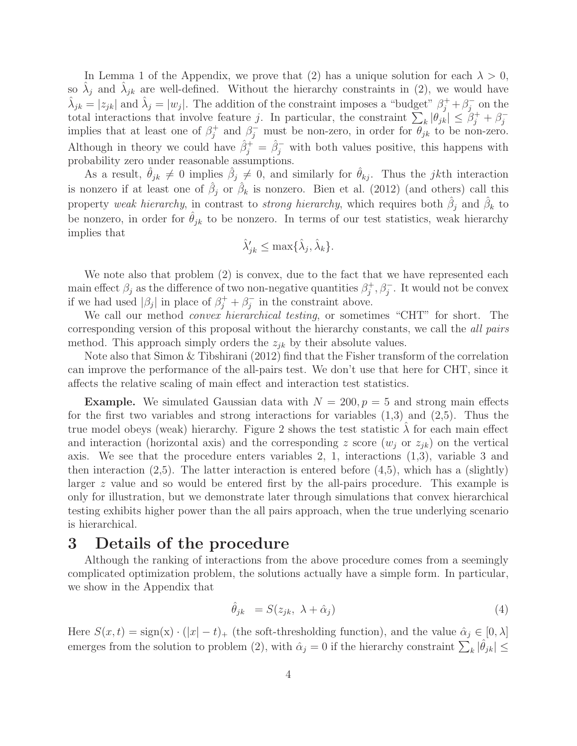In Lemma 1 of the Appendix, we prove that (2) has a unique solution for each $\lambda > 0$, so $\hat{\lambda}_j$ and $\hat{\lambda}_{jk}$ are well-defined. Without the hierarchy constraints in (2), we would have $\hat{\lambda}_{jk} = |z_{jk}|$ and $\hat{\lambda}_j = |w_j|$. The addition of the constraint imposes a "budget" $\beta_j^+ + \beta_j^-$ on the total interactions that involve feature $j$. In particular, the constraint $\sum_k |\theta_{jk}| \leq \beta_j^+ + \beta_j^-$ implies that at least one of $\beta_j^+$ and $\beta_j^-$ must be non-zero, in order for $\theta_{jk}$ to be non-zero. Although in theory we could have $\hat{\beta}_j^+ = \hat{\beta}_j^-$ with both values positive, this happens with probability zero under reasonable assumptions.

As a result, $\hat{\theta}_{jk} \neq 0$ implies $\hat{\beta}_j \neq 0$, and similarly for $\hat{\theta}_{kj}$. Thus the $jk$th interaction is nonzero if at least one of $\hat{\beta}_j$ or $\hat{\beta}_k$ is nonzero. Bien et al. (2012) (and others) call this property *weak hierarchy*, in contrast to *strong hierarchy*, which requires both $\hat{\beta}_j$ and $\hat{\beta}_k$ to be nonzero, in order for $\hat{\theta}_{jk}$ to be nonzero. In terms of our test statistics, weak hierarchy implies that

$$\hat{\lambda}'_{jk} \leq \max\{\hat{\lambda}_j, \hat{\lambda}_k\}.$$

We note also that problem (2) is convex, due to the fact that we have represented each main effect $\beta_j$ as the difference of two non-negative quantities $\beta_j^+, \beta_j^-$. It would not be convex if we had used $|\beta_j|$ in place of $\beta_j^+ + \beta_j^-$ in the constraint above.

We call our method *convex hierarchical testing*, or sometimes "CHT" for short. The corresponding version of this proposal without the hierarchy constants, we call the *all pairs* method. This approach simply orders the $z_{jk}$ by their absolute values.

Note also that Simon & Tibshirani (2012) find that the Fisher transform of the correlation can improve the performance of the all-pairs test. We don't use that here for CHT, since it affects the relative scaling of main effect and interaction test statistics.

**Example.** We simulated Gaussian data with $N = 200, p = 5$ and strong main effects for the first two variables and strong interactions for variables (1,3) and (2,5). Thus the true model obeys (weak) hierarchy. Figure 2 shows the test statistic $\hat{\lambda}$ for each main effect and interaction (horizontal axis) and the corresponding $z$ score ($w_j$ or $z_{jk}$) on the vertical axis. We see that the procedure enters variables 2, 1, interactions (1,3), variable 3 and then interaction (2,5). The latter interaction is entered before (4,5), which has a (slightly) larger $z$ value and so would be entered first by the all-pairs procedure. This example is only for illustration, but we demonstrate later through simulations that convex hierarchical testing exhibits higher power than the all pairs approach, when the true underlying scenario is hierarchical.

# 3 Details of the procedure

Although the ranking of interactions from the above procedure comes from a seemingly complicated optimization problem, the solutions actually have a simple form. In particular, we show in the Appendix that

$$\hat{\theta}_{jk} = S(z_{jk},\ \lambda + \hat{\alpha}_j) \tag{4}$$

Here $S(x, t) = \text{sign(x)} \cdot (|x| - t)_+$ (the soft-thresholding function), and the value $\hat{\alpha}_j \in [0, \lambda]$ emerges from the solution to problem (2), with $\hat{\alpha}_j = 0$ if the hierarchy constraint $\sum_k |\hat{\theta}_{jk}| \leq$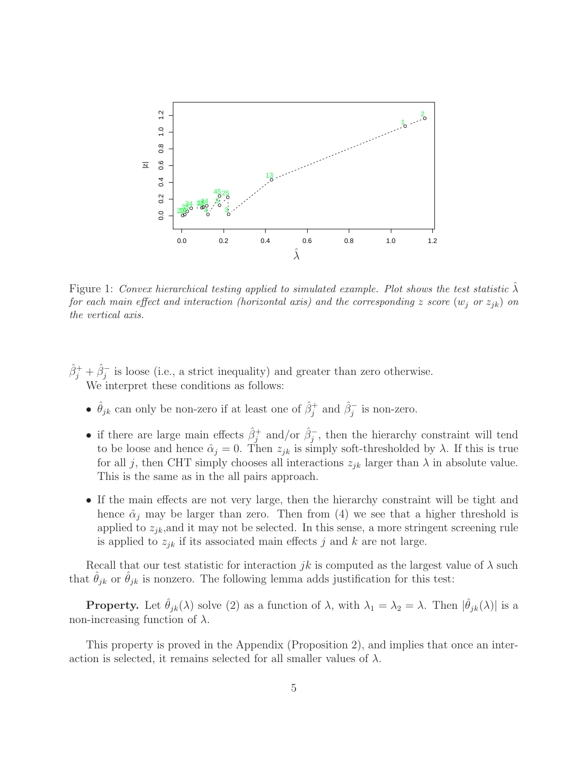|z|

1.2
1.0
0.8
0.6
0.4
0.2
0.0

0.0 0.2 0.4 0.6 0.8 1.0 1.2

$\hat{\lambda}$

1
2
13
45
25
3
4
5
24
34
35
12
14
23

Figure 1: *Convex hierarchical testing applied to simulated example. Plot shows the test statistic $\hat{\lambda}$ for each main effect and interaction (horizontal axis) and the corresponding z score ($w_j$ or $z_{jk}$) on the vertical axis.*

$\hat{\beta}_j^+ + \hat{\beta}_j^-$ is loose (i.e., a strict inequality) and greater than zero otherwise.

We interpret these conditions as follows:

- $\hat{\theta}_{jk}$ can only be non-zero if at least one of $\hat{\beta}_j^+$ and $\hat{\beta}_j^-$ is non-zero.
- if there are large main effects $\hat{\beta}_j^+$ and/or $\hat{\beta}_j^-$, then the hierarchy constraint will tend to be loose and hence $\hat{\alpha}_j = 0$. Then $z_{jk}$ is simply soft-thresholded by $\lambda$. If this is true for all $j$, then CHT simply chooses all interactions $z_{jk}$ larger than $\lambda$ in absolute value. This is the same as in the all pairs approach.
- If the main effects are not very large, then the hierarchy constraint will be tight and hence $\hat{\alpha}_j$ may be larger than zero. Then from (4) we see that a higher threshold is applied to $z_{jk}$,and it may not be selected. In this sense, a more stringent screening rule is applied to $z_{jk}$ if its associated main effects $j$ and $k$ are not large.

Recall that our test statistic for interaction $jk$ is computed as the largest value of $\lambda$ such that $\hat{\theta}_{jk}$ or $\hat{\theta}_{jk}$ is nonzero. The following lemma adds justification for this test:

**Property.** Let $\hat{\theta}_{jk}(\lambda)$ solve (2) as a function of $\lambda$, with $\lambda_1 = \lambda_2 = \lambda$. Then $|\hat{\theta}_{jk}(\lambda)|$ is a non-increasing function of $\lambda$.

This property is proved in the Appendix (Proposition 2), and implies that once an interaction is selected, it remains selected for all smaller values of $\lambda$.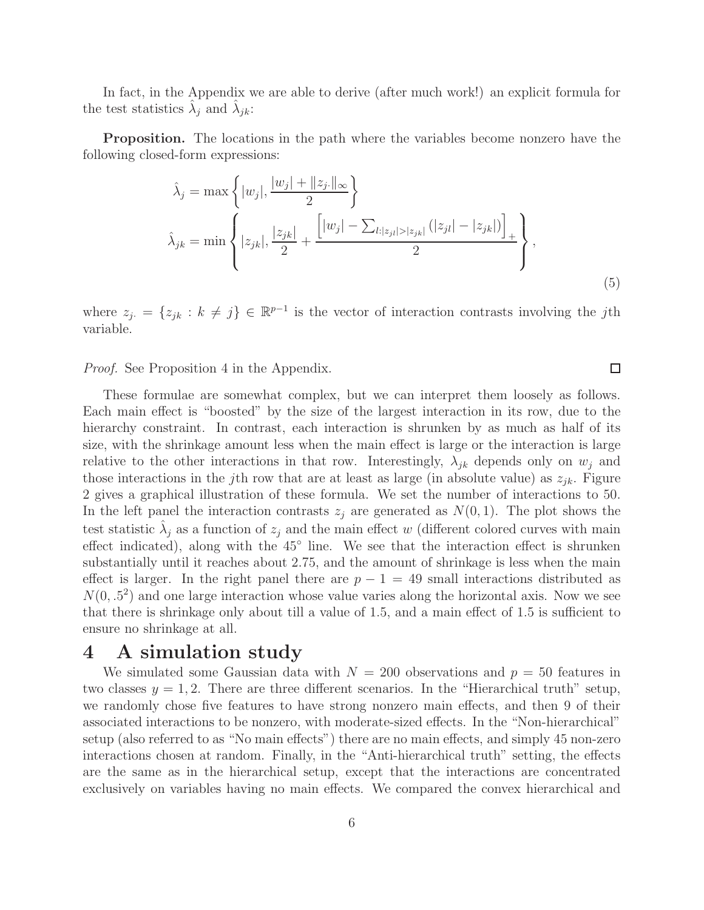In fact, in the Appendix we are able to derive (after much work!) an explicit formula for the test statistics $\hat{\lambda}_j$ and $\hat{\lambda}_{jk}$:

**Proposition.** The locations in the path where the variables become nonzero have the following closed-form expressions:

$$
\begin{aligned}
\hat{\lambda}_j &= \max\left\{|w_j|, \frac{|w_j| + \|z_{j\cdot}\|_\infty}{2}\right\} \\
\hat{\lambda}_{jk} &= \min\left\{|z_{jk}|, \frac{|z_{jk}|}{2} + \frac{\left[|w_j| - \sum_{l:|z_{jl}|>|z_{jk}|}(|z_{jl}| - |z_{jk}|)\right]_+}{2}\right\},
\end{aligned}
\tag{5}
$$

where $z_{j\cdot} = \{z_{jk} : k \neq j\} \in \mathbb{R}^{p-1}$ is the vector of interaction contrasts involving the $j$th variable.

*Proof.* See Proposition 4 in the Appendix. □

These formulae are somewhat complex, but we can interpret them loosely as follows. Each main effect is "boosted" by the size of the largest interaction in its row, due to the hierarchy constraint. In contrast, each interaction is shrunken by as much as half of its size, with the shrinkage amount less when the main effect is large or the interaction is large relative to the other interactions in that row. Interestingly, $\lambda_{jk}$ depends only on $w_j$ and those interactions in the $j$th row that are at least as large (in absolute value) as $z_{jk}$. Figure 2 gives a graphical illustration of these formula. We set the number of interactions to 50. In the left panel the interaction contrasts $z_j$ are generated as $N(0,1)$. The plot shows the test statistic $\hat{\lambda}_j$ as a function of $z_j$ and the main effect $w$ (different colored curves with main effect indicated), along with the 45° line. We see that the interaction effect is shrunken substantially until it reaches about 2.75, and the amount of shrinkage is less when the main effect is larger. In the right panel there are $p-1 = 49$ small interactions distributed as $N(0, .5^2)$ and one large interaction whose value varies along the horizontal axis. Now we see that there is shrinkage only about till a value of 1.5, and a main effect of 1.5 is sufficient to ensure no shrinkage at all.

# 4 A simulation study

We simulated some Gaussian data with $N = 200$ observations and $p = 50$ features in two classes $y = 1, 2$. There are three different scenarios. In the "Hierarchical truth" setup, we randomly chose five features to have strong nonzero main effects, and then 9 of their associated interactions to be nonzero, with moderate-sized effects. In the "Non-hierarchical" setup (also referred to as "No main effects") there are no main effects, and simply 45 non-zero interactions chosen at random. Finally, in the "Anti-hierarchical truth" setting, the effects are the same as in the hierarchical setup, except that the interactions are concentrated exclusively on variables having no main effects. We compared the convex hierarchical and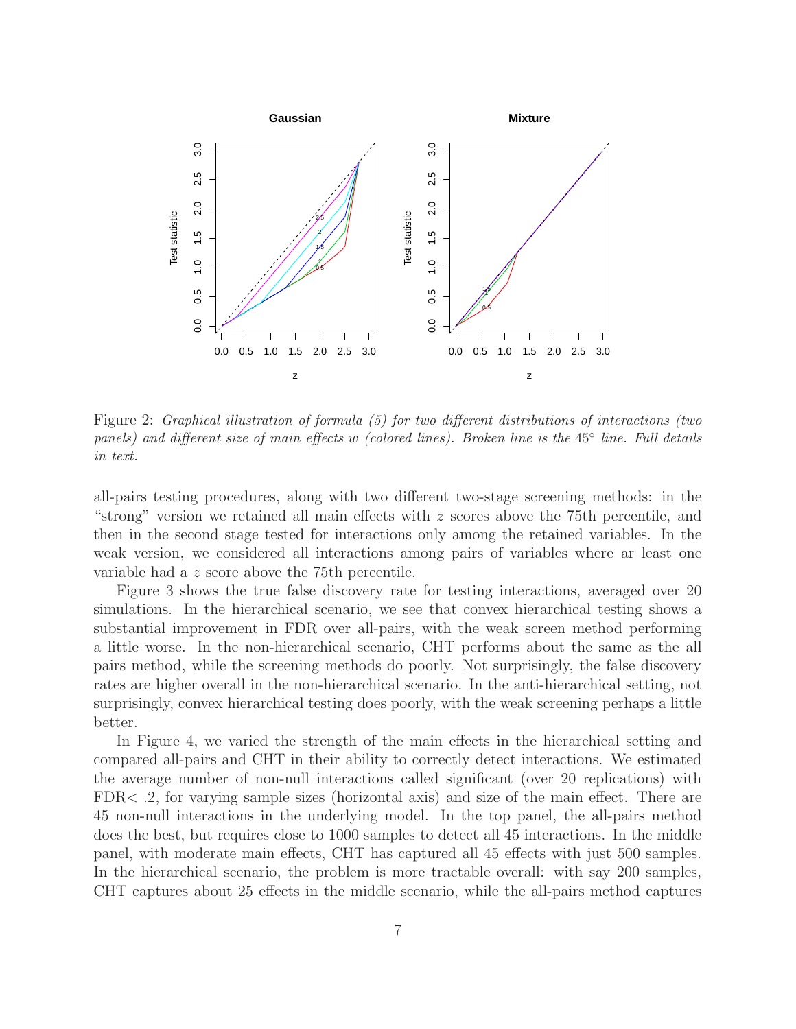Gaussian

Test statistic

z

0.0 0.5 1.0 1.5 2.0 2.5 3.0

2.5

2

1.5

1

0.5

Mixture

Test statistic

z

0.0 0.5 1.0 1.5 2.0 2.5 3.0

1.5

1

0.5

Figure 2: *Graphical illustration of formula (5) for two different distributions of interactions (two panels) and different size of main effects $w$ (colored lines). Broken line is the $45^\circ$ line. Full details in text.*

all-pairs testing procedures, along with two different two-stage screening methods: in the "strong" version we retained all main effects with $z$ scores above the 75th percentile, and then in the second stage tested for interactions only among the retained variables. In the weak version, we considered all interactions among pairs of variables where ar least one variable had a $z$ score above the 75th percentile.

Figure 3 shows the true false discovery rate for testing interactions, averaged over 20 simulations. In the hierarchical scenario, we see that convex hierarchical testing shows a substantial improvement in FDR over all-pairs, with the weak screen method performing a little worse. In the non-hierarchical scenario, CHT performs about the same as the all pairs method, while the screening methods do poorly. Not surprisingly, the false discovery rates are higher overall in the non-hierarchical scenario. In the anti-hierarchical setting, not surprisingly, convex hierarchical testing does poorly, with the weak screening perhaps a little better.

In Figure 4, we varied the strength of the main effects in the hierarchical setting and compared all-pairs and CHT in their ability to correctly detect interactions. We estimated the average number of non-null interactions called significant (over 20 replications) with FDR$<$ .2, for varying sample sizes (horizontal axis) and size of the main effect. There are 45 non-null interactions in the underlying model. In the top panel, the all-pairs method does the best, but requires close to 1000 samples to detect all 45 interactions. In the middle panel, with moderate main effects, CHT has captured all 45 effects with just 500 samples. In the hierarchical scenario, the problem is more tractable overall: with say 200 samples, CHT captures about 25 effects in the middle scenario, while the all-pairs method captures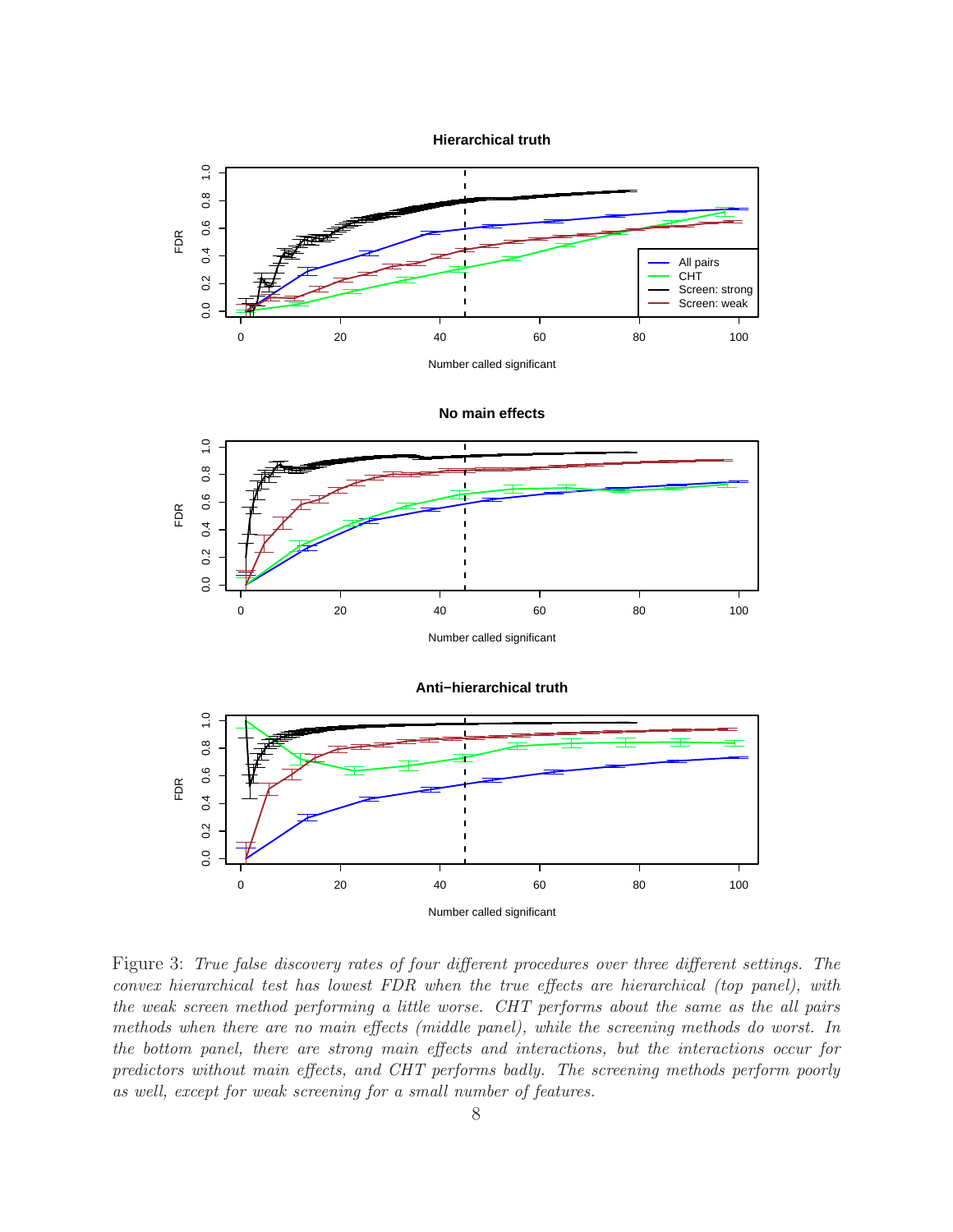Hierarchical truth

FDR

0.0 0.2 0.4 0.6 0.8 1.0

0 20 40 60 80 100

Number called significant

All pairs
CHT
Screen: strong
Screen: weak

No main effects

FDR

0.0 0.2 0.4 0.6 0.8 1.0

0 20 40 60 80 100

Number called significant

Anti−hierarchical truth

FDR

0.0 0.2 0.4 0.6 0.8 1.0

0 20 40 60 80 100

Number called significant

Figure 3: *True false discovery rates of four different procedures over three different settings. The convex hierarchical test has lowest FDR when the true effects are hierarchical (top panel), with the weak screen method performing a little worse. CHT performs about the same as the all pairs methods when there are no main effects (middle panel), while the screening methods do worst. In the bottom panel, there are strong main effects and interactions, but the interactions occur for predictors without main effects, and CHT performs badly. The screening methods perform poorly as well, except for weak screening for a small number of features.*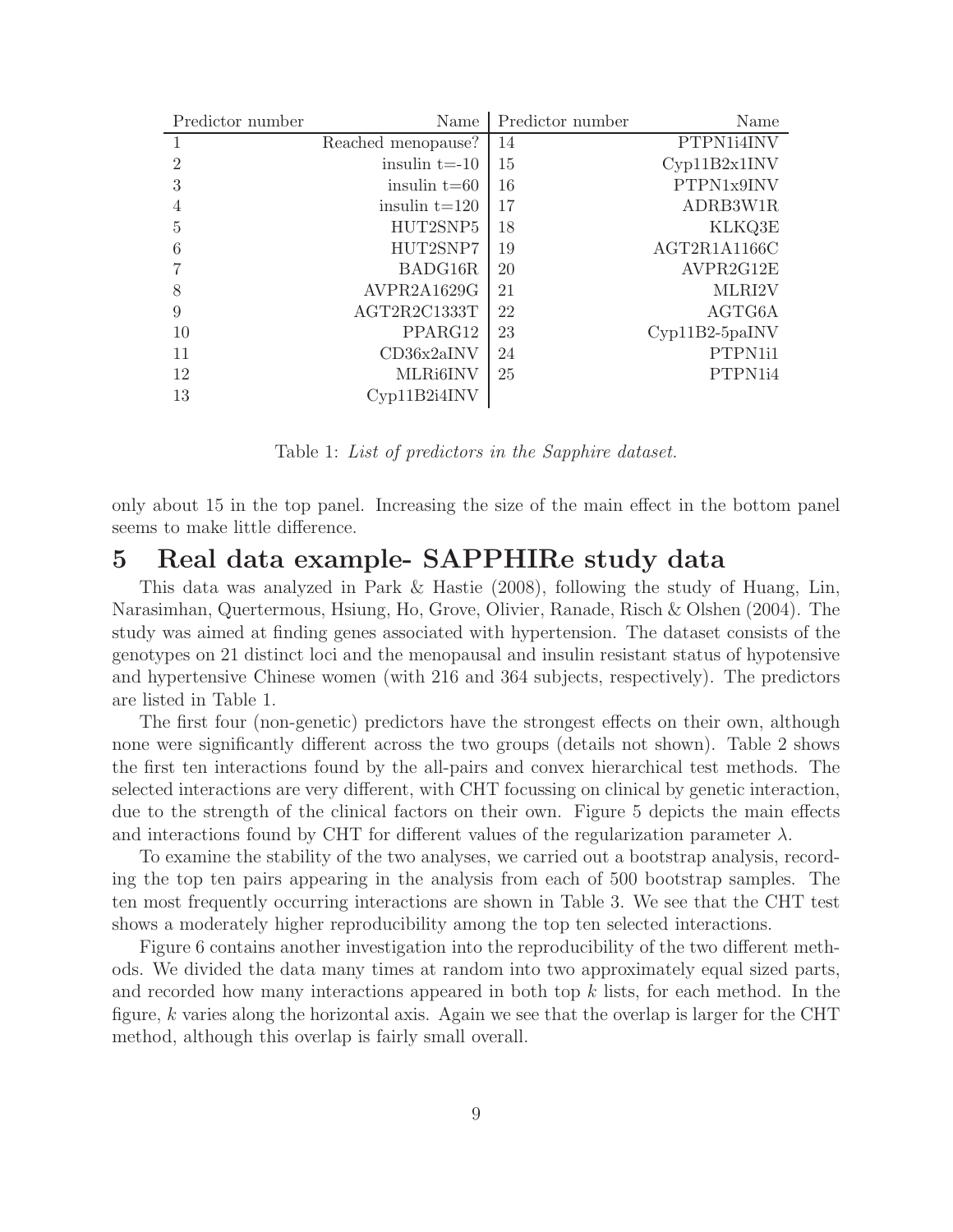| Predictor number | Name | Predictor number | Name |
|---|---|---|---|
| 1 | Reached menopause? | 14 | PTPN1i4INV |
| 2 | insulin t=-10 | 15 | Cyp11B2x1INV |
| 3 | insulin t=60 | 16 | PTPN1x9INV |
| 4 | insulin t=120 | 17 | ADRB3W1R |
| 5 | HUT2SNP5 | 18 | KLKQ3E |
| 6 | HUT2SNP7 | 19 | AGT2R1A1166C |
| 7 | BADG16R | 20 | AVPR2G12E |
| 8 | AVPR2A1629G | 21 | MLRI2V |
| 9 | AGT2R2C1333T | 22 | AGTG6A |
| 10 | PPARG12 | 23 | Cyp11B2-5paINV |
| 11 | CD36x2aINV | 24 | PTPN1i1 |
| 12 | MLRi6INV | 25 | PTPN1i4 |
| 13 | Cyp11B2i4INV | | |

Table 1: *List of predictors in the Sapphire dataset.*

only about 15 in the top panel. Increasing the size of the main effect in the bottom panel seems to make little difference.

# 5 Real data example- SAPPHIRe study data

This data was analyzed in Park & Hastie (2008), following the study of Huang, Lin, Narasimhan, Quertermous, Hsiung, Ho, Grove, Olivier, Ranade, Risch & Olshen (2004). The study was aimed at finding genes associated with hypertension. The dataset consists of the genotypes on 21 distinct loci and the menopausal and insulin resistant status of hypotensive and hypertensive Chinese women (with 216 and 364 subjects, respectively). The predictors are listed in Table 1.

The first four (non-genetic) predictors have the strongest effects on their own, although none were significantly different across the two groups (details not shown). Table 2 shows the first ten interactions found by the all-pairs and convex hierarchical test methods. The selected interactions are very different, with CHT focussing on clinical by genetic interaction, due to the strength of the clinical factors on their own. Figure 5 depicts the main effects and interactions found by CHT for different values of the regularization parameter $\lambda$.

To examine the stability of the two analyses, we carried out a bootstrap analysis, recording the top ten pairs appearing in the analysis from each of 500 bootstrap samples. The ten most frequently occurring interactions are shown in Table 3. We see that the CHT test shows a moderately higher reproducibility among the top ten selected interactions.

Figure 6 contains another investigation into the reproducibility of the two different methods. We divided the data many times at random into two approximately equal sized parts, and recorded how many interactions appeared in both top $k$ lists, for each method. In the figure, $k$ varies along the horizontal axis. Again we see that the overlap is larger for the CHT method, although this overlap is fairly small overall.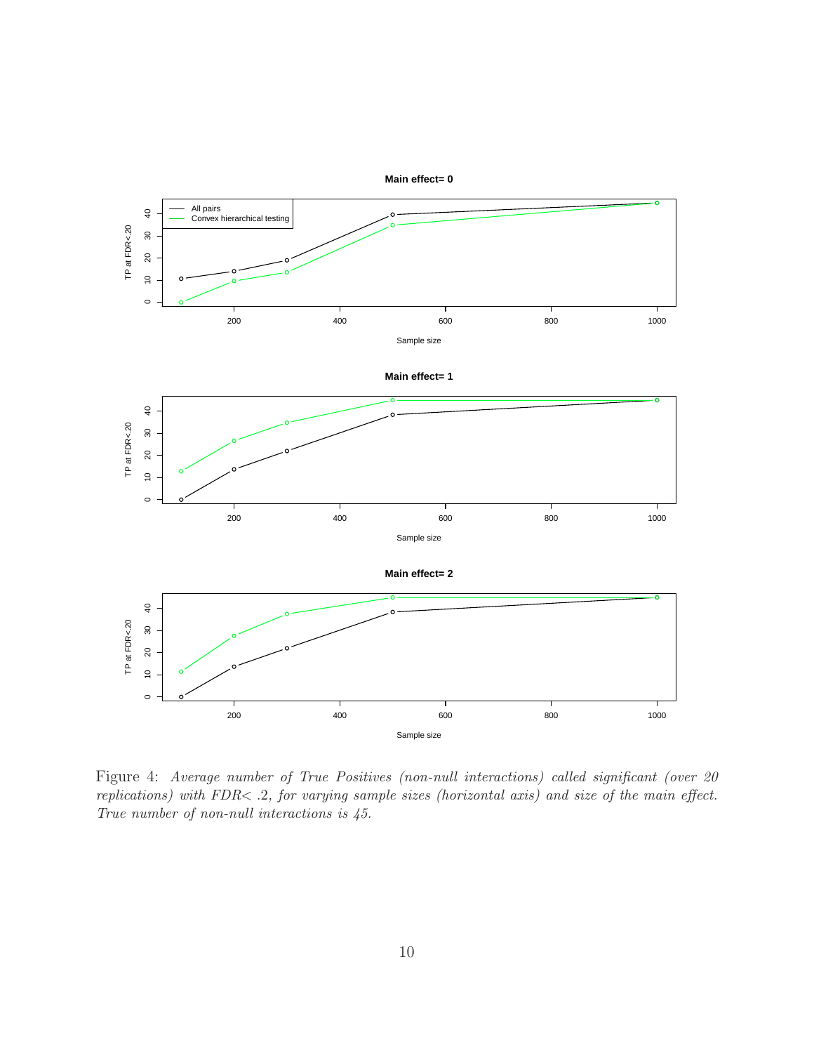Main effect= 0

All pairs
Convex hierarchical testing

TP at FDR<.20

0
10
20
30
40

200
400
600
800
1000

Sample size

Main effect= 1

TP at FDR<.20

0
10
20
30
40

200
400
600
800
1000

Sample size

Main effect= 2

TP at FDR<.20

0
10
20
30
40

200
400
600
800
1000

Sample size

Figure 4: *Average number of True Positives (non-null interactions) called significant (over 20 replications) with FDR< .2, for varying sample sizes (horizontal axis) and size of the main effect. True number of non-null interactions is 45.*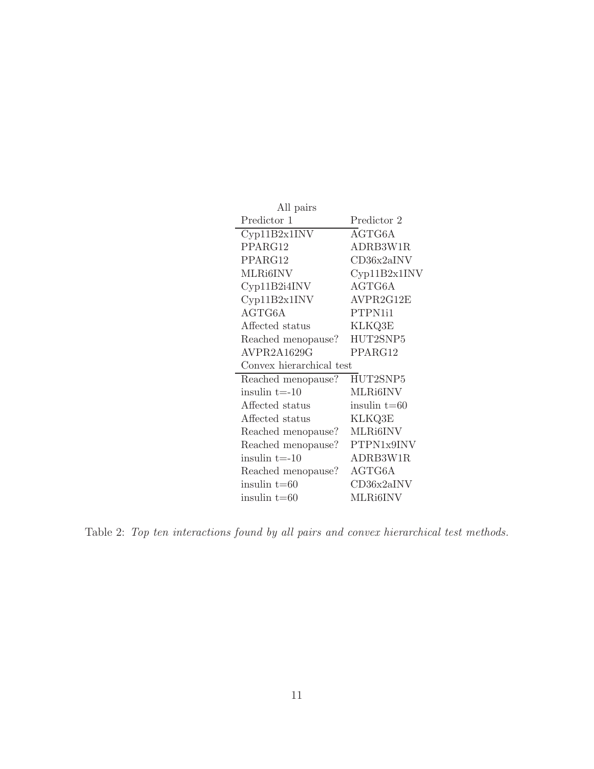| All pairs | |
|---|---|
| Predictor 1 | Predictor 2 |
| Cyp11B2x1INV | AGTG6A |
| PPARG12 | ADRB3W1R |
| PPARG12 | CD36x2aINV |
| MLRi6INV | Cyp11B2x1INV |
| Cyp11B2i4INV | AGTG6A |
| Cyp11B2x1INV | AVPR2G12E |
| AGTG6A | PTPN1i1 |
| Affected status | KLKQ3E |
| Reached menopause? | HUT2SNP5 |
| AVPR2A1629G | PPARG12 |
| Convex hierarchical test | |
| Reached menopause? | HUT2SNP5 |
| insulin t=-10 | MLRi6INV |
| Affected status | insulin t=60 |
| Affected status | KLKQ3E |
| Reached menopause? | MLRi6INV |
| Reached menopause? | PTPN1x9INV |
| insulin t=-10 | ADRB3W1R |
| Reached menopause? | AGTG6A |
| insulin t=60 | CD36x2aINV |
| insulin t=60 | MLRi6INV |

Table 2: *Top ten interactions found by all pairs and convex hierarchical test methods.*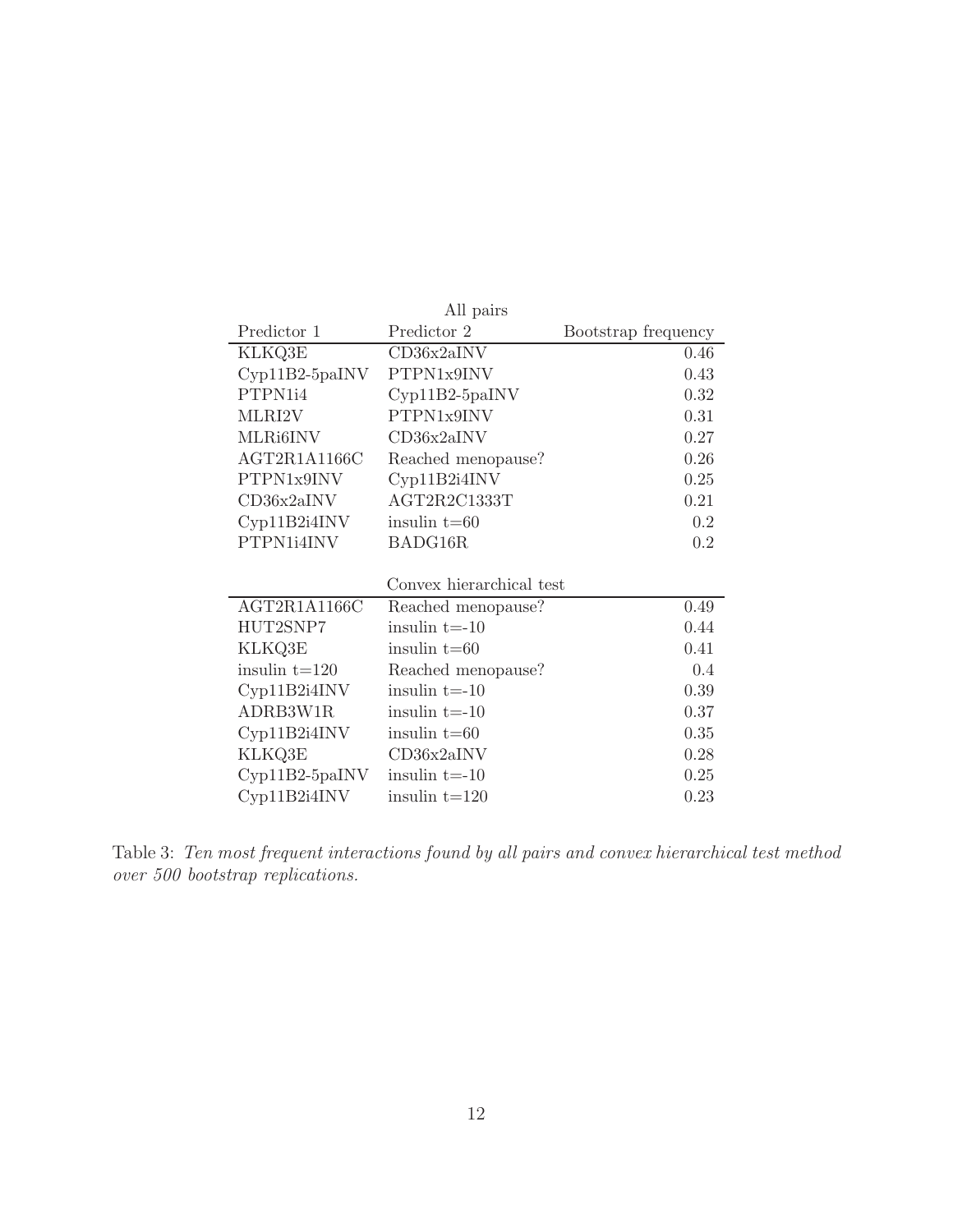| | All pairs | |
|---|---|---|
| Predictor 1 | Predictor 2 | Bootstrap frequency |
| KLKQ3E | CD36x2aINV | 0.46 |
| Cyp11B2-5paINV | PTPN1x9INV | 0.43 |
| PTPN1i4 | Cyp11B2-5paINV | 0.32 |
| MLRI2V | PTPN1x9INV | 0.31 |
| MLRi6INV | CD36x2aINV | 0.27 |
| AGT2R1A1166C | Reached menopause? | 0.26 |
| PTPN1x9INV | Cyp11B2i4INV | 0.25 |
| CD36x2aINV | AGT2R2C1333T | 0.21 |
| Cyp11B2i4INV | insulin t=60 | 0.2 |
| PTPN1i4INV | BADG16R | 0.2 |
| | Convex hierarchical test | |
| AGT2R1A1166C | Reached menopause? | 0.49 |
| HUT2SNP7 | insulin t=-10 | 0.44 |
| KLKQ3E | insulin t=60 | 0.41 |
| insulin t=120 | Reached menopause? | 0.4 |
| Cyp11B2i4INV | insulin t=-10 | 0.39 |
| ADRB3W1R | insulin t=-10 | 0.37 |
| Cyp11B2i4INV | insulin t=60 | 0.35 |
| KLKQ3E | CD36x2aINV | 0.28 |
| Cyp11B2-5paINV | insulin t=-10 | 0.25 |
| Cyp11B2i4INV | insulin t=120 | 0.23 |

Table 3: *Ten most frequent interactions found by all pairs and convex hierarchical test method over 500 bootstrap replications.*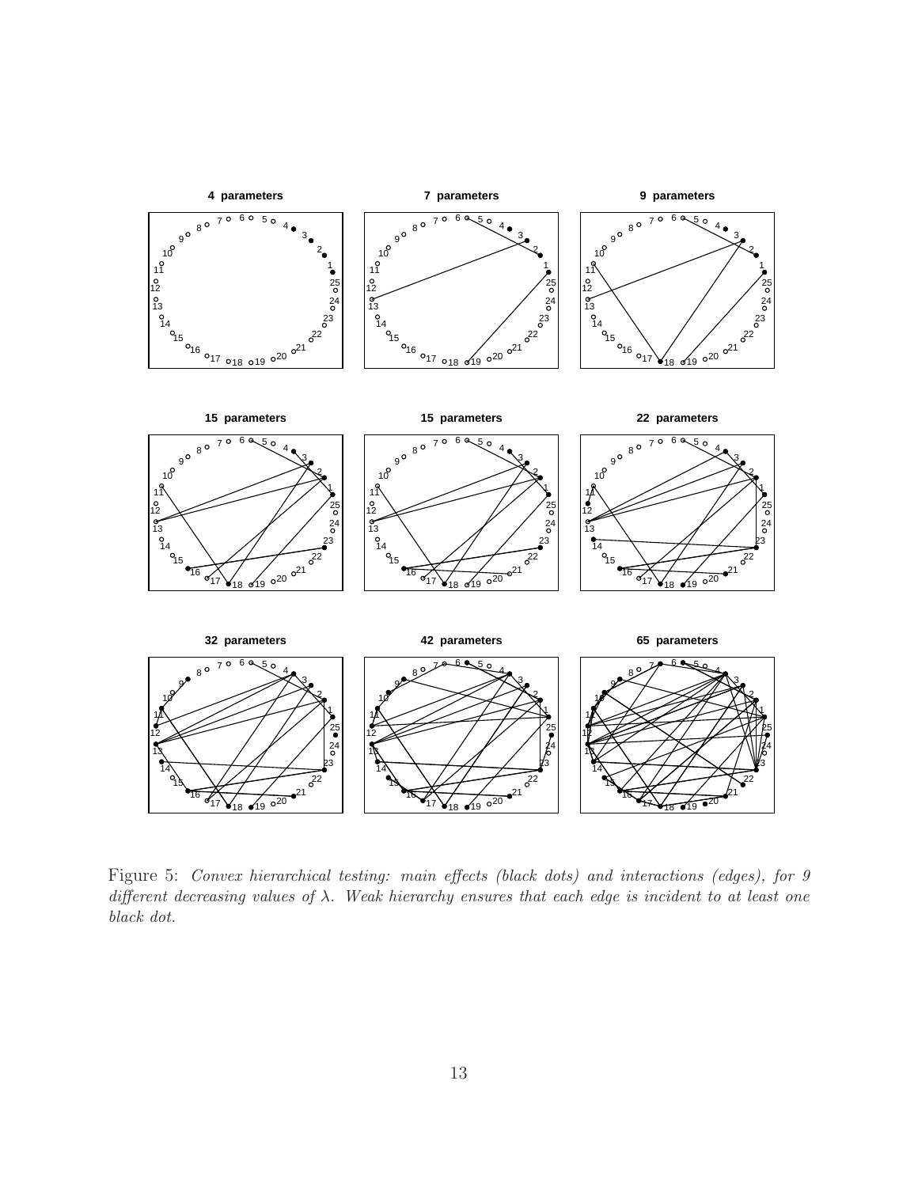4 parameters

7 parameters

9 parameters

15 parameters

15 parameters

22 parameters

32 parameters

42 parameters

65 parameters

Figure 5: *Convex hierarchical testing: main effects (black dots) and interactions (edges), for 9 different decreasing values of $\lambda$. Weak hierarchy ensures that each edge is incident to at least one black dot.*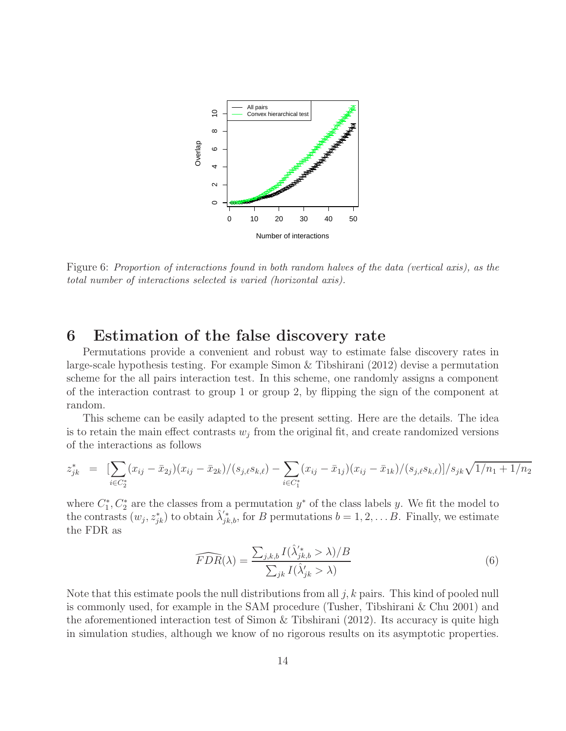All pairs
Convex hierarchical test

Overlap

0
2
4
6
8
10

0
10
20
30
40
50

Number of interactions

Figure 6: *Proportion of interactions found in both random halves of the data (vertical axis), as the total number of interactions selected is varied (horizontal axis).*

# 6 Estimation of the false discovery rate

Permutations provide a convenient and robust way to estimate false discovery rates in large-scale hypothesis testing. For example Simon & Tibshirani (2012) devise a permutation scheme for the all pairs interaction test. In this scheme, one randomly assigns a component of the interaction contrast to group 1 or group 2, by flipping the sign of the component at random.

This scheme can be easily adapted to the present setting. Here are the details. The idea is to retain the main effect contrasts $w_j$ from the original fit, and create randomized versions of the interactions as follows

$$z^*_{jk} = [\sum_{i\in C^*_2}(x_{ij}-\bar{x}_{2j})(x_{ij}-\bar{x}_{2k})/(s_{j,\ell}s_{k,\ell}) - \sum_{i\in C^*_1}(x_{ij}-\bar{x}_{1j})(x_{ij}-\bar{x}_{1k})/(s_{j,\ell}s_{k,\ell})]/s_{jk}\sqrt{1/n_1+1/n_2}$$

where $C^*_1, C^*_2$ are the classes from a permutation $y^*$ of the class labels $y$. We fit the model to the contrasts $(w_j, z^*_{jk})$ to obtain $\hat{\lambda}'^*_{jk,b}$, for $B$ permutations $b = 1, 2, \ldots B$. Finally, we estimate the FDR as

$$\widehat{FDR}(\lambda) = \frac{\sum_{j,k,b} I(\hat{\lambda}'^*_{jk,b} > \lambda)/B}{\sum_{jk} I(\hat{\lambda}'_{jk} > \lambda)} \tag{6}$$

Note that this estimate pools the null distributions from all $j, k$ pairs. This kind of pooled null is commonly used, for example in the SAM procedure (Tusher, Tibshirani & Chu 2001) and the aforementioned interaction test of Simon & Tibshirani (2012). Its accuracy is quite high in simulation studies, although we know of no rigorous results on its asymptotic properties.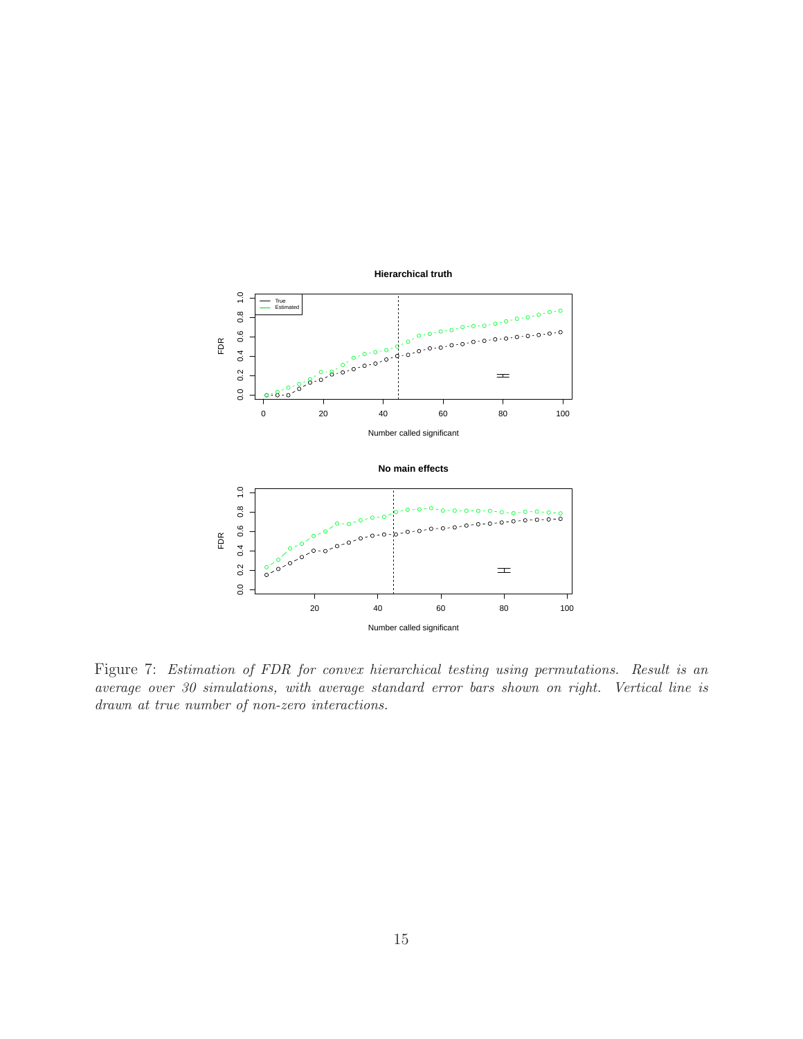Hierarchical truth

True
Estimated

FDR

0.0 0.2 0.4 0.6 0.8 1.0

0 20 40 60 80 100

Number called significant

No main effects

FDR

0.0 0.2 0.4 0.6 0.8 1.0

20 40 60 80 100

Number called significant

Figure 7: *Estimation of FDR for convex hierarchical testing using permutations. Result is an average over 30 simulations, with average standard error bars shown on right. Vertical line is drawn at true number of non-zero interactions.*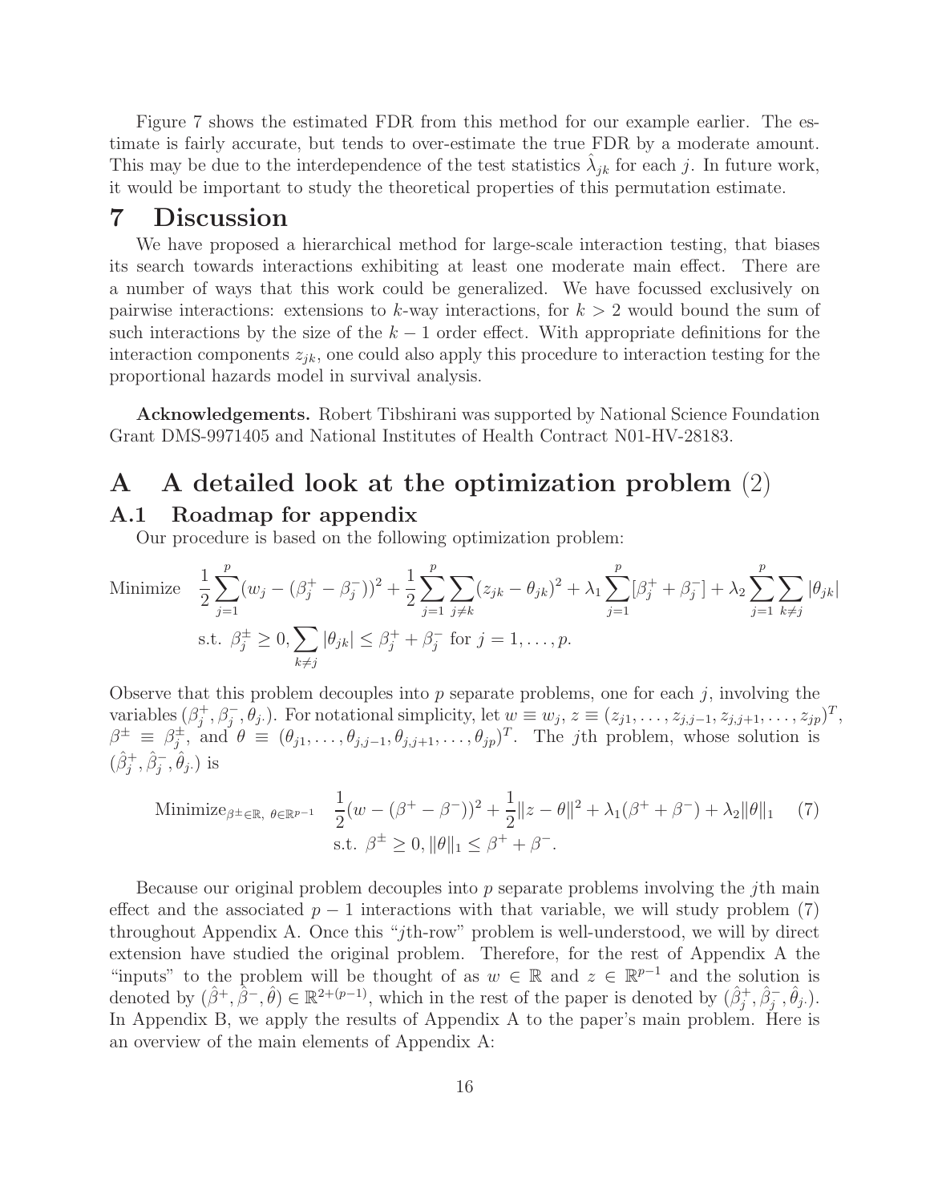Figure 7 shows the estimated FDR from this method for our example earlier. The estimate is fairly accurate, but tends to over-estimate the true FDR by a moderate amount. This may be due to the interdependence of the test statistics $\hat{\lambda}_{jk}$ for each $j$. In future work, it would be important to study the theoretical properties of this permutation estimate.

# 7 Discussion

We have proposed a hierarchical method for large-scale interaction testing, that biases its search towards interactions exhibiting at least one moderate main effect. There are a number of ways that this work could be generalized. We have focussed exclusively on pairwise interactions: extensions to $k$-way interactions, for $k > 2$ would bound the sum of such interactions by the size of the $k-1$ order effect. With appropriate definitions for the interaction components $z_{jk}$, one could also apply this procedure to interaction testing for the proportional hazards model in survival analysis.

**Acknowledgements.** Robert Tibshirani was supported by National Science Foundation Grant DMS-9971405 and National Institutes of Health Contract N01-HV-28183.

# A A detailed look at the optimization problem (2)

## A.1 Roadmap for appendix

Our procedure is based on the following optimization problem:

$$
\begin{aligned}
\text{Minimize} \quad & \frac{1}{2}\sum_{j=1}^{p}(w_j - (\beta_j^+ - \beta_j^-))^2 + \frac{1}{2}\sum_{j=1}^{p}\sum_{j\neq k}(z_{jk} - \theta_{jk})^2 + \lambda_1\sum_{j=1}^{p}[\beta_j^+ + \beta_j^-] + \lambda_2\sum_{j=1}^{p}\sum_{k\neq j}|\theta_{jk}| \\
\text{s.t.} \quad & \beta_j^\pm \geq 0, \sum_{k\neq j}|\theta_{jk}| \leq \beta_j^+ + \beta_j^- \text{ for } j = 1,\ldots,p.
\end{aligned}
$$

Observe that this problem decouples into $p$ separate problems, one for each $j$, involving the variables $(\beta_j^+, \beta_j^-, \theta_{j\cdot})$. For notational simplicity, let $w \equiv w_j$, $z \equiv (z_{j1},\ldots,z_{j,j-1},z_{j,j+1},\ldots,z_{jp})^T$, $\beta^\pm \equiv \beta_j^\pm$, and $\theta \equiv (\theta_{j1},\ldots,\theta_{j,j-1},\theta_{j,j+1},\ldots,\theta_{jp})^T$. The $j$th problem, whose solution is $(\hat{\beta}_j^+, \hat{\beta}_j^-, \hat{\theta}_{j\cdot})$ is

$$
\begin{aligned}
\text{Minimize}_{\beta^\pm\in\mathbb{R},\ \theta\in\mathbb{R}^{p-1}} \quad & \frac{1}{2}(w - (\beta^+ - \beta^-))^2 + \frac{1}{2}\|z - \theta\|^2 + \lambda_1(\beta^+ + \beta^-) + \lambda_2\|\theta\|_1 \\
\text{s.t.} \quad & \beta^\pm \geq 0, \|\theta\|_1 \leq \beta^+ + \beta^-.
\end{aligned}
\tag{7}
$$

Because our original problem decouples into $p$ separate problems involving the $j$th main effect and the associated $p-1$ interactions with that variable, we will study problem (7) throughout Appendix A. Once this "$j$th-row" problem is well-understood, we will by direct extension have studied the original problem. Therefore, for the rest of Appendix A the "inputs" to the problem will be thought of as $w \in \mathbb{R}$ and $z \in \mathbb{R}^{p-1}$ and the solution is denoted by $(\hat{\beta}^+, \hat{\beta}^-, \hat{\theta}) \in \mathbb{R}^{2+(p-1)}$, which in the rest of the paper is denoted by $(\hat{\beta}_j^+, \hat{\beta}_j^-, \hat{\theta}_{j\cdot})$. In Appendix B, we apply the results of Appendix A to the paper's main problem. Here is an overview of the main elements of Appendix A: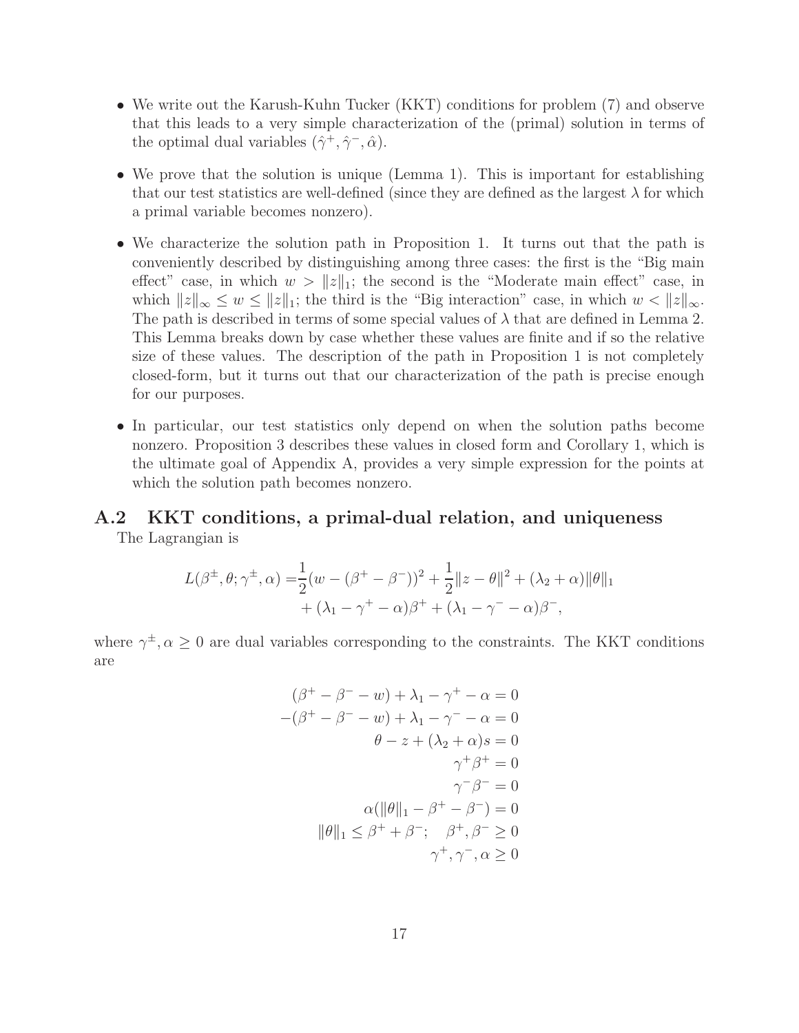- We write out the Karush-Kuhn Tucker (KKT) conditions for problem (7) and observe that this leads to a very simple characterization of the (primal) solution in terms of the optimal dual variables $(\hat{\gamma}^+, \hat{\gamma}^-, \hat{\alpha})$.

- We prove that the solution is unique (Lemma 1). This is important for establishing that our test statistics are well-defined (since they are defined as the largest $\lambda$ for which a primal variable becomes nonzero).

- We characterize the solution path in Proposition 1. It turns out that the path is conveniently described by distinguishing among three cases: the first is the "Big main effect" case, in which $w > \|z\|_1$; the second is the "Moderate main effect" case, in which $\|z\|_\infty \le w \le \|z\|_1$; the third is the "Big interaction" case, in which $w < \|z\|_\infty$. The path is described in terms of some special values of $\lambda$ that are defined in Lemma 2. This Lemma breaks down by case whether these values are finite and if so the relative size of these values. The description of the path in Proposition 1 is not completely closed-form, but it turns out that our characterization of the path is precise enough for our purposes.

- In particular, our test statistics only depend on when the solution paths become nonzero. Proposition 3 describes these values in closed form and Corollary 1, which is the ultimate goal of Appendix A, provides a very simple expression for the points at which the solution path becomes nonzero.

## A.2 KKT conditions, a primal-dual relation, and uniqueness

The Lagrangian is

$$
\begin{aligned}
L(\beta^\pm, \theta; \gamma^\pm, \alpha) =& \frac{1}{2}(w - (\beta^+ - \beta^-))^2 + \frac{1}{2}\|z - \theta\|^2 + (\lambda_2 + \alpha)\|\theta\|_1 \\
&+ (\lambda_1 - \gamma^+ - \alpha)\beta^+ + (\lambda_1 - \gamma^- - \alpha)\beta^-,
\end{aligned}
$$

where $\gamma^\pm, \alpha \ge 0$ are dual variables corresponding to the constraints. The KKT conditions are

$$
\begin{aligned}
(\beta^+ - \beta^- - w) + \lambda_1 - \gamma^+ - \alpha &= 0 \\
-(\beta^+ - \beta^- - w) + \lambda_1 - \gamma^- - \alpha &= 0 \\
\theta - z + (\lambda_2 + \alpha)s &= 0 \\
\gamma^+\beta^+ &= 0 \\
\gamma^-\beta^- &= 0 \\
\alpha(\|\theta\|_1 - \beta^+ - \beta^-) &= 0 \\
\|\theta\|_1 \le \beta^+ + \beta^-; \quad \beta^+, \beta^- &\ge 0 \\
\gamma^+, \gamma^-, \alpha &\ge 0
\end{aligned}
$$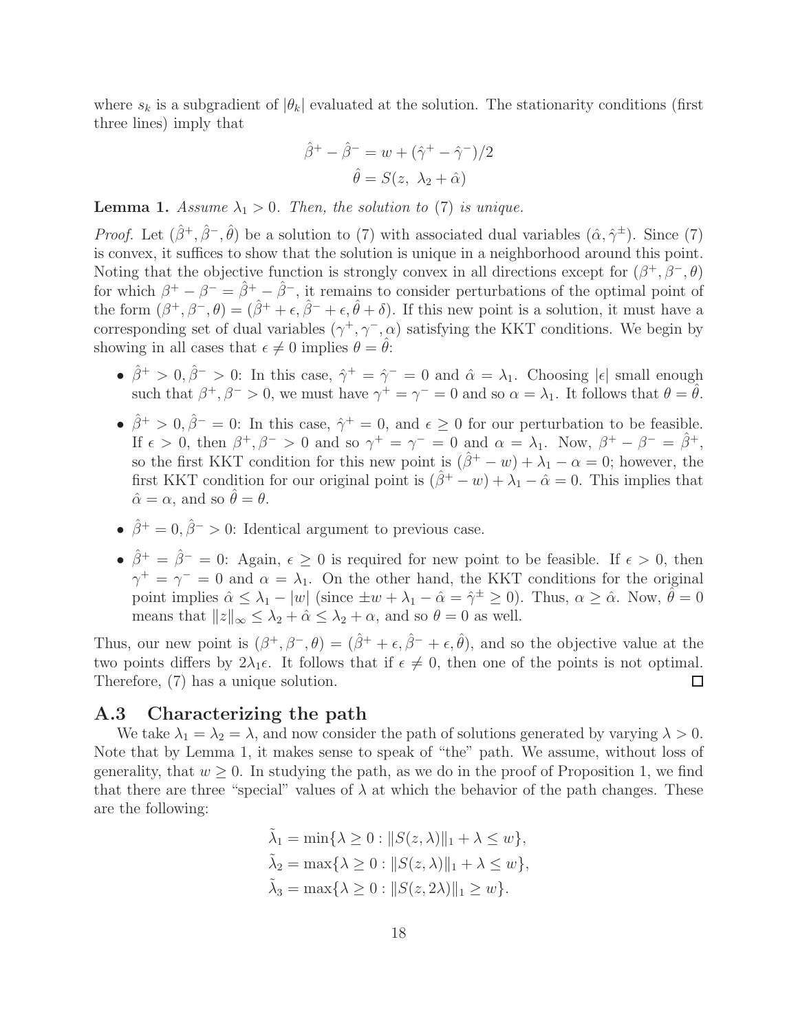where $s_k$ is a subgradient of $|\theta_k|$ evaluated at the solution. The stationarity conditions (first three lines) imply that

$$\hat{\beta}^+ - \hat{\beta}^- = w + (\hat{\gamma}^+ - \hat{\gamma}^-)/2$$
$$\hat{\theta} = S(z,\ \lambda_2 + \hat{\alpha})$$

**Lemma 1.** *Assume $\lambda_1 > 0$. Then, the solution to (7) is unique.*

*Proof.* Let $(\hat{\beta}^+, \hat{\beta}^-, \hat{\theta})$ be a solution to (7) with associated dual variables $(\hat{\alpha}, \hat{\gamma}^{\pm})$. Since (7) is convex, it suffices to show that the solution is unique in a neighborhood around this point. Noting that the objective function is strongly convex in all directions except for $(\beta^+, \beta^-, \theta)$ for which $\beta^+ - \beta^- = \hat{\beta}^+ - \hat{\beta}^-$, it remains to consider perturbations of the optimal point of the form $(\beta^+, \beta^-, \theta) = (\hat{\beta}^+ + \epsilon, \hat{\beta}^- + \epsilon, \hat{\theta} + \delta)$. If this new point is a solution, it must have a corresponding set of dual variables $(\gamma^+, \gamma^-, \alpha)$ satisfying the KKT conditions. We begin by showing in all cases that $\epsilon \neq 0$ implies $\theta = \hat{\theta}$:

- $\hat{\beta}^+ > 0, \hat{\beta}^- > 0$: In this case, $\hat{\gamma}^+ = \hat{\gamma}^- = 0$ and $\hat{\alpha} = \lambda_1$. Choosing $|\epsilon|$ small enough such that $\beta^+, \beta^- > 0$, we must have $\gamma^+ = \gamma^- = 0$ and so $\alpha = \lambda_1$. It follows that $\theta = \hat{\theta}$.
- $\hat{\beta}^+ > 0, \hat{\beta}^- = 0$: In this case, $\hat{\gamma}^+ = 0$, and $\epsilon \geq 0$ for our perturbation to be feasible. If $\epsilon > 0$, then $\beta^+, \beta^- > 0$ and so $\gamma^+ = \gamma^- = 0$ and $\alpha = \lambda_1$. Now, $\beta^+ - \beta^- = \hat{\beta}^+$, so the first KKT condition for this new point is $(\hat{\beta}^+ - w) + \lambda_1 - \alpha = 0$; however, the first KKT condition for our original point is $(\hat{\beta}^+ - w) + \lambda_1 - \hat{\alpha} = 0$. This implies that $\hat{\alpha} = \alpha$, and so $\hat{\theta} = \theta$.
- $\hat{\beta}^+ = 0, \hat{\beta}^- > 0$: Identical argument to previous case.
- $\hat{\beta}^+ = \hat{\beta}^- = 0$: Again, $\epsilon \geq 0$ is required for new point to be feasible. If $\epsilon > 0$, then $\gamma^+ = \gamma^- = 0$ and $\alpha = \lambda_1$. On the other hand, the KKT conditions for the original point implies $\hat{\alpha} \leq \lambda_1 - |w|$ (since $\pm w + \lambda_1 - \hat{\alpha} = \hat{\gamma}^{\pm} \geq 0$). Thus, $\alpha \geq \hat{\alpha}$. Now, $\hat{\theta} = 0$ means that $\|z\|_\infty \leq \lambda_2 + \hat{\alpha} \leq \lambda_2 + \alpha$, and so $\theta = 0$ as well.

Thus, our new point is $(\beta^+, \beta^-, \theta) = (\hat{\beta}^+ + \epsilon, \hat{\beta}^- + \epsilon, \hat{\theta})$, and so the objective value at the two points differs by $2\lambda_1\epsilon$. It follows that if $\epsilon \neq 0$, then one of the points is not optimal. Therefore, (7) has a unique solution. ∎

## A.3 Characterizing the path

We take $\lambda_1 = \lambda_2 = \lambda$, and now consider the path of solutions generated by varying $\lambda > 0$. Note that by Lemma 1, it makes sense to speak of "the" path. We assume, without loss of generality, that $w \geq 0$. In studying the path, as we do in the proof of Proposition 1, we find that there are three "special" values of $\lambda$ at which the behavior of the path changes. These are the following:

$$\tilde{\lambda}_1 = \min\{\lambda \geq 0 : \|S(z,\lambda)\|_1 + \lambda \leq w\},$$
$$\tilde{\lambda}_2 = \max\{\lambda \geq 0 : \|S(z,\lambda)\|_1 + \lambda \leq w\},$$
$$\tilde{\lambda}_3 = \max\{\lambda \geq 0 : \|S(z,2\lambda)\|_1 \geq w\}.$$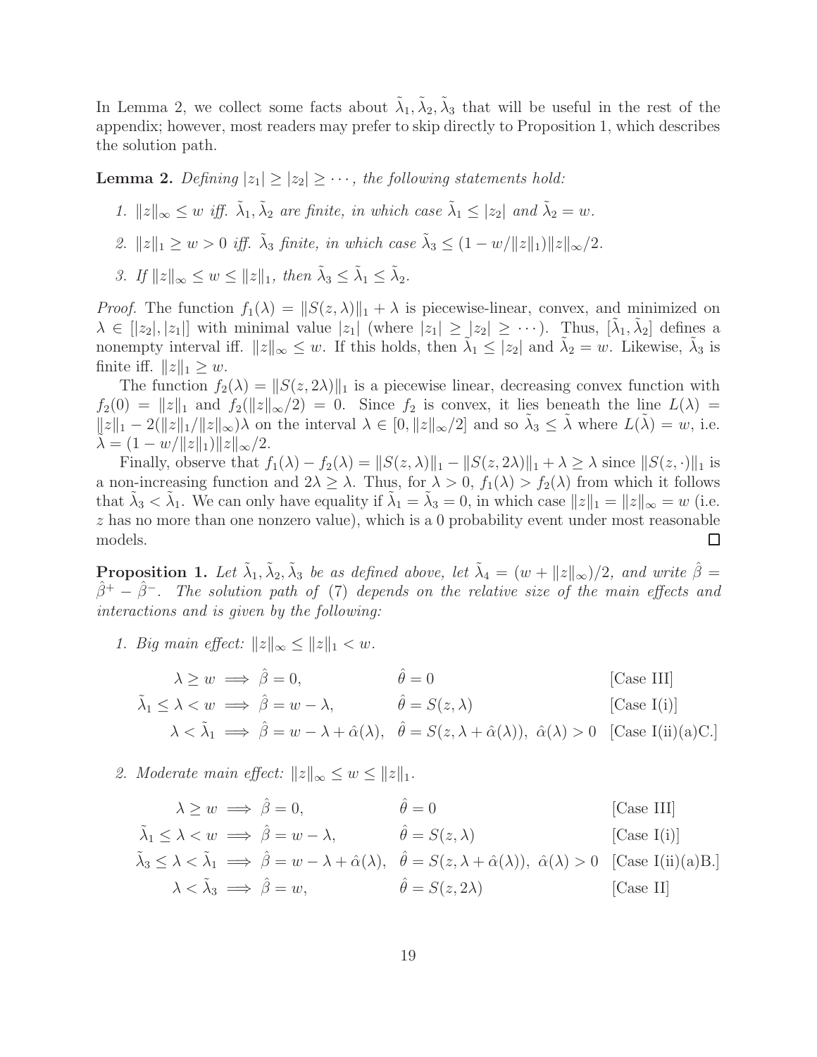In Lemma 2, we collect some facts about $\tilde{\lambda}_1, \tilde{\lambda}_2, \tilde{\lambda}_3$ that will be useful in the rest of the appendix; however, most readers may prefer to skip directly to Proposition 1, which describes the solution path.

**Lemma 2.** *Defining $|z_1| \geq |z_2| \geq \cdots$, the following statements hold:*

1. *$\|z\|_\infty \leq w$ iff. $\tilde{\lambda}_1, \tilde{\lambda}_2$ are finite, in which case $\tilde{\lambda}_1 \leq |z_2|$ and $\tilde{\lambda}_2 = w$.*
2. *$\|z\|_1 \geq w > 0$ iff. $\tilde{\lambda}_3$ finite, in which case $\tilde{\lambda}_3 \leq (1 - w/\|z\|_1)\|z\|_\infty/2$.*
3. *If $\|z\|_\infty \leq w \leq \|z\|_1$, then $\tilde{\lambda}_3 \leq \tilde{\lambda}_1 \leq \tilde{\lambda}_2$.*

*Proof.* The function $f_1(\lambda) = \|S(z, \lambda)\|_1 + \lambda$ is piecewise-linear, convex, and minimized on $\lambda \in [|z_2|, |z_1|]$ with minimal value $|z_1|$ (where $|z_1| \geq |z_2| \geq \cdots$). Thus, $[\tilde{\lambda}_1, \tilde{\lambda}_2]$ defines a nonempty interval iff. $\|z\|_\infty \leq w$. If this holds, then $\tilde{\lambda}_1 \leq |z_2|$ and $\tilde{\lambda}_2 = w$. Likewise, $\tilde{\lambda}_3$ is finite iff. $\|z\|_1 \geq w$.

The function $f_2(\lambda) = \|S(z, 2\lambda)\|_1$ is a piecewise linear, decreasing convex function with $f_2(0) = \|z\|_1$ and $f_2(\|z\|_\infty/2) = 0$. Since $f_2$ is convex, it lies beneath the line $L(\lambda) = \|z\|_1 - 2(\|z\|_1/\|z\|_\infty)\lambda$ on the interval $\lambda \in [0, \|z\|_\infty/2]$ and so $\tilde{\lambda}_3 \leq \tilde{\lambda}$ where $L(\tilde{\lambda}) = w$, i.e. $\tilde{\lambda} = (1 - w/\|z\|_1)\|z\|_\infty/2$.

Finally, observe that $f_1(\lambda) - f_2(\lambda) = \|S(z, \lambda)\|_1 - \|S(z, 2\lambda)\|_1 + \lambda \geq \lambda$ since $\|S(z, \cdot)\|_1$ is a non-increasing function and $2\lambda \geq \lambda$. Thus, for $\lambda > 0$, $f_1(\lambda) > f_2(\lambda)$ from which it follows that $\tilde{\lambda}_3 < \tilde{\lambda}_1$. We can only have equality if $\tilde{\lambda}_1 = \tilde{\lambda}_3 = 0$, in which case $\|z\|_1 = \|z\|_\infty = w$ (i.e. $z$ has no more than one nonzero value), which is a 0 probability event under most reasonable models. $\square$

**Proposition 1.** *Let $\tilde{\lambda}_1, \tilde{\lambda}_2, \tilde{\lambda}_3$ be as defined above, let $\tilde{\lambda}_4 = (w + \|z\|_\infty)/2$, and write $\hat{\beta} = \hat{\beta}^+ - \hat{\beta}^-$. The solution path of (7) depends on the relative size of the main effects and interactions and is given by the following:*

1. *Big main effect: $\|z\|_\infty \leq \|z\|_1 < w$.*

$$
\begin{aligned}
\lambda \geq w &\implies \hat{\beta} = 0, & \hat{\theta} &= 0 & &\text{[Case III]}\\
\tilde{\lambda}_1 \leq \lambda < w &\implies \hat{\beta} = w - \lambda, & \hat{\theta} &= S(z, \lambda) & &\text{[Case I(i)]}\\
\lambda < \tilde{\lambda}_1 &\implies \hat{\beta} = w - \lambda + \hat{\alpha}(\lambda), & \hat{\theta} &= S(z, \lambda + \hat{\alpha}(\lambda)),\ \hat{\alpha}(\lambda) > 0 & &\text{[Case I(ii)(a)C.]}
\end{aligned}
$$

2. *Moderate main effect: $\|z\|_\infty \leq w \leq \|z\|_1$.*

$$
\begin{aligned}
\lambda \geq w &\implies \hat{\beta} = 0, & \hat{\theta} &= 0 & &\text{[Case III]}\\
\tilde{\lambda}_1 \leq \lambda < w &\implies \hat{\beta} = w - \lambda, & \hat{\theta} &= S(z, \lambda) & &\text{[Case I(i)]}\\
\tilde{\lambda}_3 \leq \lambda < \tilde{\lambda}_1 &\implies \hat{\beta} = w - \lambda + \hat{\alpha}(\lambda), & \hat{\theta} &= S(z, \lambda + \hat{\alpha}(\lambda)),\ \hat{\alpha}(\lambda) > 0 & &\text{[Case I(ii)(a)B.]}\\
\lambda < \tilde{\lambda}_3 &\implies \hat{\beta} = w, & \hat{\theta} &= S(z, 2\lambda) & &\text{[Case II]}
\end{aligned}
$$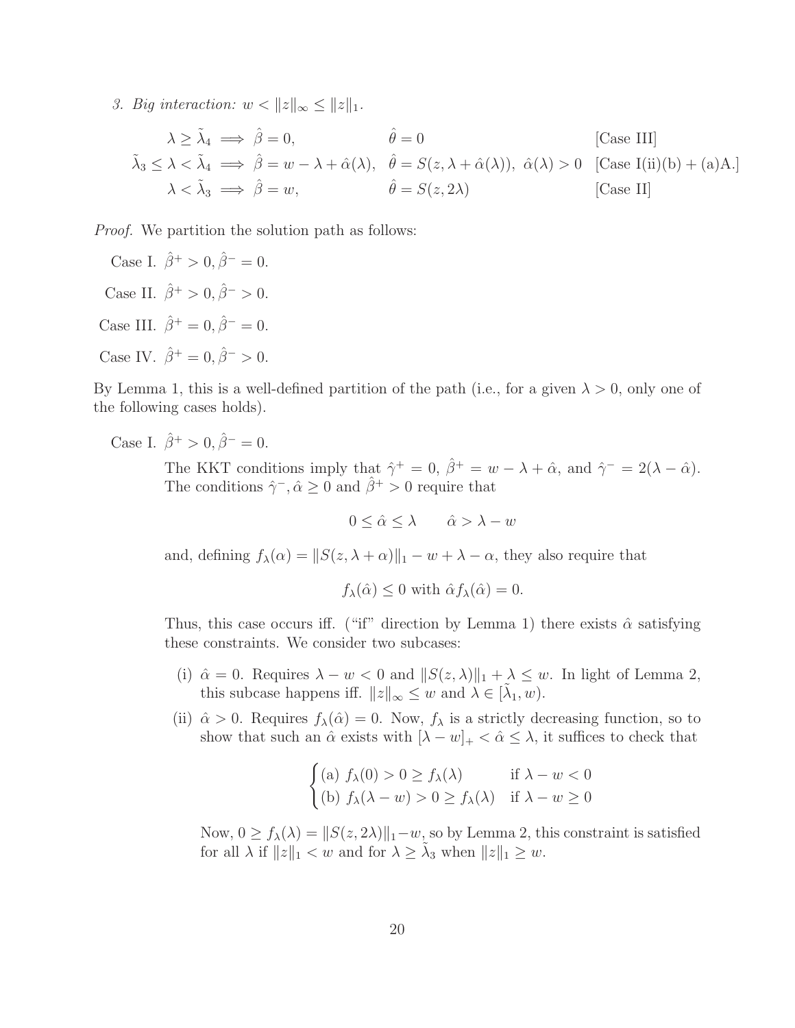*3. Big interaction:* $w < \|z\|_\infty \leq \|z\|_1$.

$$
\begin{array}{llll}
\lambda \geq \tilde{\lambda}_4 \implies \hat{\beta} = 0, & \hat{\theta} = 0 & & \text{[Case III]} \\
\tilde{\lambda}_3 \leq \lambda < \tilde{\lambda}_4 \implies \hat{\beta} = w - \lambda + \hat{\alpha}(\lambda), & \hat{\theta} = S(z, \lambda + \hat{\alpha}(\lambda)), & \hat{\alpha}(\lambda) > 0 & \text{[Case I(ii)(b) + (a)A.]} \\
\lambda < \tilde{\lambda}_3 \implies \hat{\beta} = w, & \hat{\theta} = S(z, 2\lambda) & & \text{[Case II]}
\end{array}
$$

*Proof.* We partition the solution path as follows:

Case I. $\hat{\beta}^+ > 0, \hat{\beta}^- = 0$.

Case II. $\hat{\beta}^+ > 0, \hat{\beta}^- > 0$.

Case III. $\hat{\beta}^+ = 0, \hat{\beta}^- = 0$.

Case IV. $\hat{\beta}^+ = 0, \hat{\beta}^- > 0$.

By Lemma 1, this is a well-defined partition of the path (i.e., for a given $\lambda > 0$, only one of the following cases holds).

Case I. $\hat{\beta}^+ > 0, \hat{\beta}^- = 0$.

The KKT conditions imply that $\hat{\gamma}^+ = 0$, $\hat{\beta}^+ = w - \lambda + \hat{\alpha}$, and $\hat{\gamma}^- = 2(\lambda - \hat{\alpha})$. The conditions $\hat{\gamma}^-, \hat{\alpha} \geq 0$ and $\hat{\beta}^+ > 0$ require that

$$0 \leq \hat{\alpha} \leq \lambda \qquad \hat{\alpha} > \lambda - w$$

and, defining $f_\lambda(\alpha) = \|S(z, \lambda + \alpha)\|_1 - w + \lambda - \alpha$, they also require that

$$f_\lambda(\hat{\alpha}) \leq 0 \text{ with } \hat{\alpha} f_\lambda(\hat{\alpha}) = 0.$$

Thus, this case occurs iff. ("if" direction by Lemma 1) there exists $\hat{\alpha}$ satisfying these constraints. We consider two subcases:

(i) $\hat{\alpha} = 0$. Requires $\lambda - w < 0$ and $\|S(z, \lambda)\|_1 + \lambda \leq w$. In light of Lemma 2, this subcase happens iff. $\|z\|_\infty \leq w$ and $\lambda \in [\tilde{\lambda}_1, w)$.

(ii) $\hat{\alpha} > 0$. Requires $f_\lambda(\hat{\alpha}) = 0$. Now, $f_\lambda$ is a strictly decreasing function, so to show that such an $\hat{\alpha}$ exists with $[\lambda - w]_+ < \hat{\alpha} \leq \lambda$, it suffices to check that

$$
\begin{cases}
\text{(a) } f_\lambda(0) > 0 \geq f_\lambda(\lambda) & \text{if } \lambda - w < 0 \\
\text{(b) } f_\lambda(\lambda - w) > 0 \geq f_\lambda(\lambda) & \text{if } \lambda - w \geq 0
\end{cases}
$$

Now, $0 \geq f_\lambda(\lambda) = \|S(z, 2\lambda)\|_1 - w$, so by Lemma 2, this constraint is satisfied for all $\lambda$ if $\|z\|_1 < w$ and for $\lambda \geq \tilde{\lambda}_3$ when $\|z\|_1 \geq w$.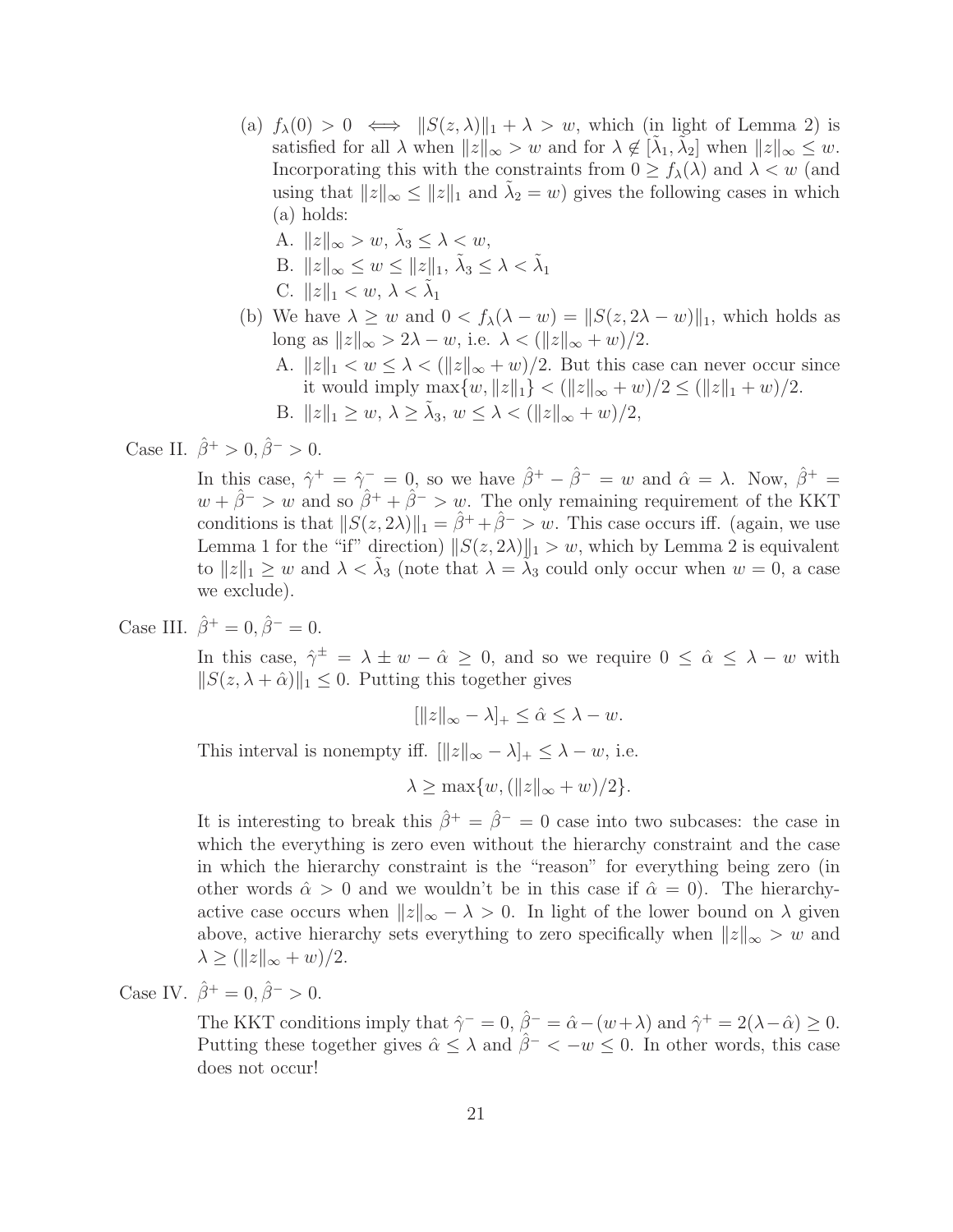(a) $f_\lambda(0) > 0 \iff \|S(z,\lambda)\|_1 + \lambda > w$, which (in light of Lemma 2) is satisfied for all $\lambda$ when $\|z\|_\infty > w$ and for $\lambda \notin [\tilde{\lambda}_1, \tilde{\lambda}_2]$ when $\|z\|_\infty \le w$. Incorporating this with the constraints from $0 \ge f_\lambda(\lambda)$ and $\lambda < w$ (and using that $\|z\|_\infty \le \|z\|_1$ and $\tilde{\lambda}_2 = w$) gives the following cases in which (a) holds:

   A. $\|z\|_\infty > w$, $\tilde{\lambda}_3 \le \lambda < w$,

   B. $\|z\|_\infty \le w \le \|z\|_1$, $\tilde{\lambda}_3 \le \lambda < \tilde{\lambda}_1$

   C. $\|z\|_1 < w$, $\lambda < \tilde{\lambda}_1$

(b) We have $\lambda \ge w$ and $0 < f_\lambda(\lambda - w) = \|S(z, 2\lambda - w)\|_1$, which holds as long as $\|z\|_\infty > 2\lambda - w$, i.e. $\lambda < (\|z\|_\infty + w)/2$.

   A. $\|z\|_1 < w \le \lambda < (\|z\|_\infty + w)/2$. But this case can never occur since it would imply $\max\{w, \|z\|_1\} < (\|z\|_\infty + w)/2 \le (\|z\|_1 + w)/2$.

   B. $\|z\|_1 \ge w$, $\lambda \ge \tilde{\lambda}_3$, $w \le \lambda < (\|z\|_\infty + w)/2$,

Case II. $\hat{\beta}^+ > 0, \hat{\beta}^- > 0$.

In this case, $\hat{\gamma}^+ = \hat{\gamma}^- = 0$, so we have $\hat{\beta}^+ - \hat{\beta}^- = w$ and $\hat{\alpha} = \lambda$. Now, $\hat{\beta}^+ = w + \hat{\beta}^- > w$ and so $\hat{\beta}^+ + \hat{\beta}^- > w$. The only remaining requirement of the KKT conditions is that $\|S(z, 2\lambda)\|_1 = \hat{\beta}^+ + \hat{\beta}^- > w$. This case occurs iff. (again, we use Lemma 1 for the "if" direction) $\|S(z, 2\lambda)\|_1 > w$, which by Lemma 2 is equivalent to $\|z\|_1 \ge w$ and $\lambda < \tilde{\lambda}_3$ (note that $\lambda = \tilde{\lambda}_3$ could only occur when $w = 0$, a case we exclude).

Case III. $\hat{\beta}^+ = 0, \hat{\beta}^- = 0$.

In this case, $\hat{\gamma}^\pm = \lambda \pm w - \hat{\alpha} \ge 0$, and so we require $0 \le \hat{\alpha} \le \lambda - w$ with $\|S(z, \lambda + \hat{\alpha})\|_1 \le 0$. Putting this together gives

$$[\|z\|_\infty - \lambda]_+ \le \hat{\alpha} \le \lambda - w.$$

This interval is nonempty iff. $[\|z\|_\infty - \lambda]_+ \le \lambda - w$, i.e.

$$\lambda \ge \max\{w, (\|z\|_\infty + w)/2\}.$$

It is interesting to break this $\hat{\beta}^+ = \hat{\beta}^- = 0$ case into two subcases: the case in which the everything is zero even without the hierarchy constraint and the case in which the hierarchy constraint is the "reason" for everything being zero (in other words $\hat{\alpha} > 0$ and we wouldn't be in this case if $\hat{\alpha} = 0$). The hierarchy-active case occurs when $\|z\|_\infty - \lambda > 0$. In light of the lower bound on $\lambda$ given above, active hierarchy sets everything to zero specifically when $\|z\|_\infty > w$ and $\lambda \ge (\|z\|_\infty + w)/2$.

Case IV. $\hat{\beta}^+ = 0, \hat{\beta}^- > 0$.

The KKT conditions imply that $\hat{\gamma}^- = 0$, $\hat{\beta}^- = \hat{\alpha} - (w + \lambda)$ and $\hat{\gamma}^+ = 2(\lambda - \hat{\alpha}) \ge 0$. Putting these together gives $\hat{\alpha} \le \lambda$ and $\hat{\beta}^- < -w \le 0$. In other words, this case does not occur!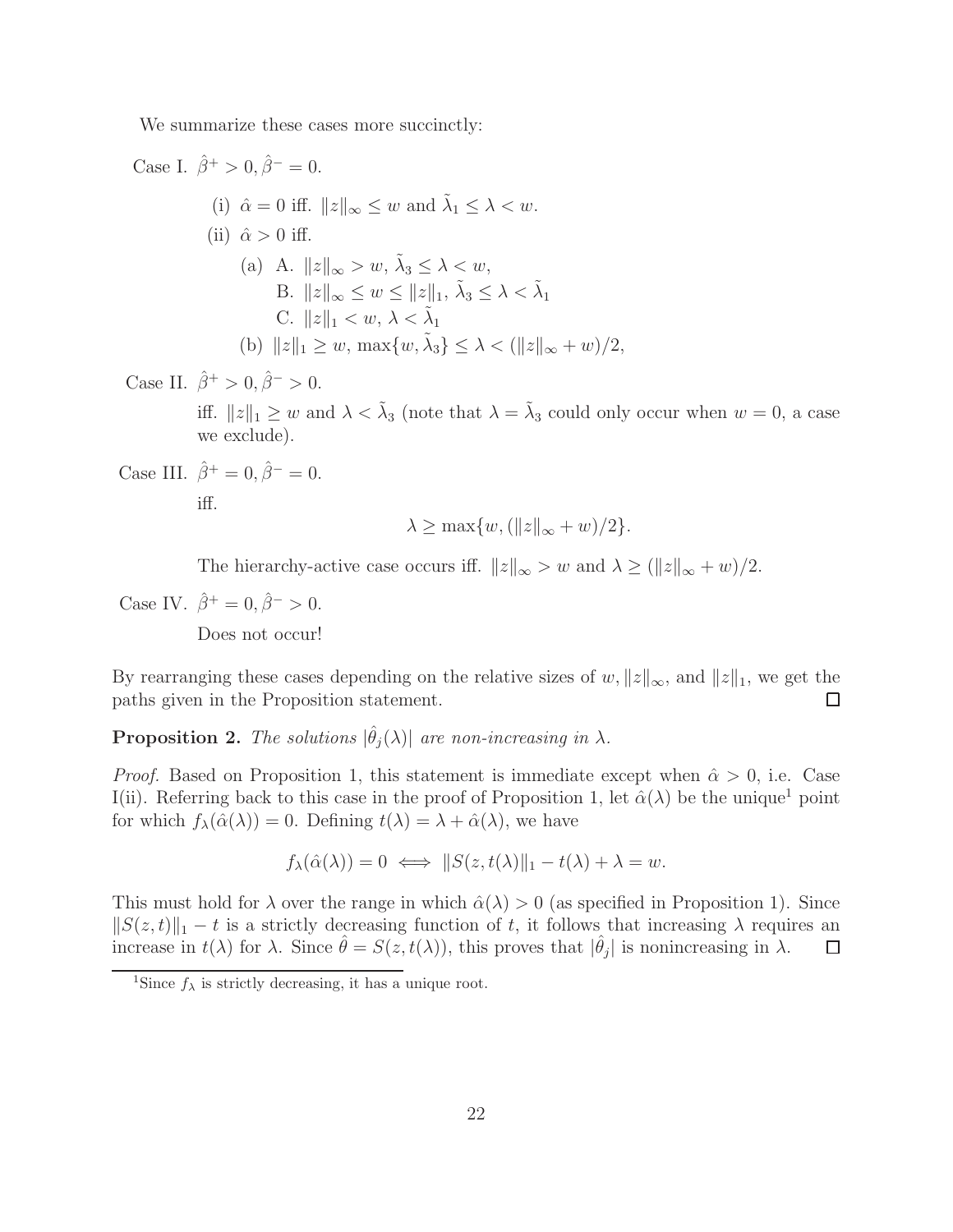We summarize these cases more succinctly:

Case I. $\hat{\beta}^+ > 0, \hat{\beta}^- = 0$.

- (i) $\hat{\alpha} = 0$ iff. $\|z\|_\infty \leq w$ and $\tilde{\lambda}_1 \leq \lambda < w$.
- (ii) $\hat{\alpha} > 0$ iff.
  - (a) A. $\|z\|_\infty > w$, $\tilde{\lambda}_3 \leq \lambda < w$,
    - B. $\|z\|_\infty \leq w \leq \|z\|_1$, $\tilde{\lambda}_3 \leq \lambda < \tilde{\lambda}_1$
    - C. $\|z\|_1 < w$, $\lambda < \tilde{\lambda}_1$
  - (b) $\|z\|_1 \geq w$, $\max\{w, \tilde{\lambda}_3\} \leq \lambda < (\|z\|_\infty + w)/2$,

Case II. $\hat{\beta}^+ > 0, \hat{\beta}^- > 0$.

iff. $\|z\|_1 \geq w$ and $\lambda < \tilde{\lambda}_3$ (note that $\lambda = \tilde{\lambda}_3$ could only occur when $w = 0$, a case we exclude).

Case III. $\hat{\beta}^+ = 0, \hat{\beta}^- = 0$.

iff.

$$\lambda \geq \max\{w, (\|z\|_\infty + w)/2\}.$$

The hierarchy-active case occurs iff. $\|z\|_\infty > w$ and $\lambda \geq (\|z\|_\infty + w)/2$.

Case IV. $\hat{\beta}^+ = 0, \hat{\beta}^- > 0$.

Does not occur!

By rearranging these cases depending on the relative sizes of $w$, $\|z\|_\infty$, and $\|z\|_1$, we get the paths given in the Proposition statement. □

**Proposition 2.** *The solutions $|\hat{\theta}_j(\lambda)|$ are non-increasing in $\lambda$.*

*Proof.* Based on Proposition 1, this statement is immediate except when $\hat{\alpha} > 0$, i.e. Case I(ii). Referring back to this case in the proof of Proposition 1, let $\hat{\alpha}(\lambda)$ be the unique[1] point for which $f_\lambda(\hat{\alpha}(\lambda)) = 0$. Defining $t(\lambda) = \lambda + \hat{\alpha}(\lambda)$, we have

$$f_\lambda(\hat{\alpha}(\lambda)) = 0 \iff \|S(z, t(\lambda))\|_1 - t(\lambda) + \lambda = w.$$

This must hold for $\lambda$ over the range in which $\hat{\alpha}(\lambda) > 0$ (as specified in Proposition 1). Since $\|S(z,t)\|_1 - t$ is a strictly decreasing function of $t$, it follows that increasing $\lambda$ requires an increase in $t(\lambda)$ for $\lambda$. Since $\hat{\theta} = S(z, t(\lambda))$, this proves that $|\hat{\theta}_j|$ is nonincreasing in $\lambda$. □

[1] Since $f_\lambda$ is strictly decreasing, it has a unique root.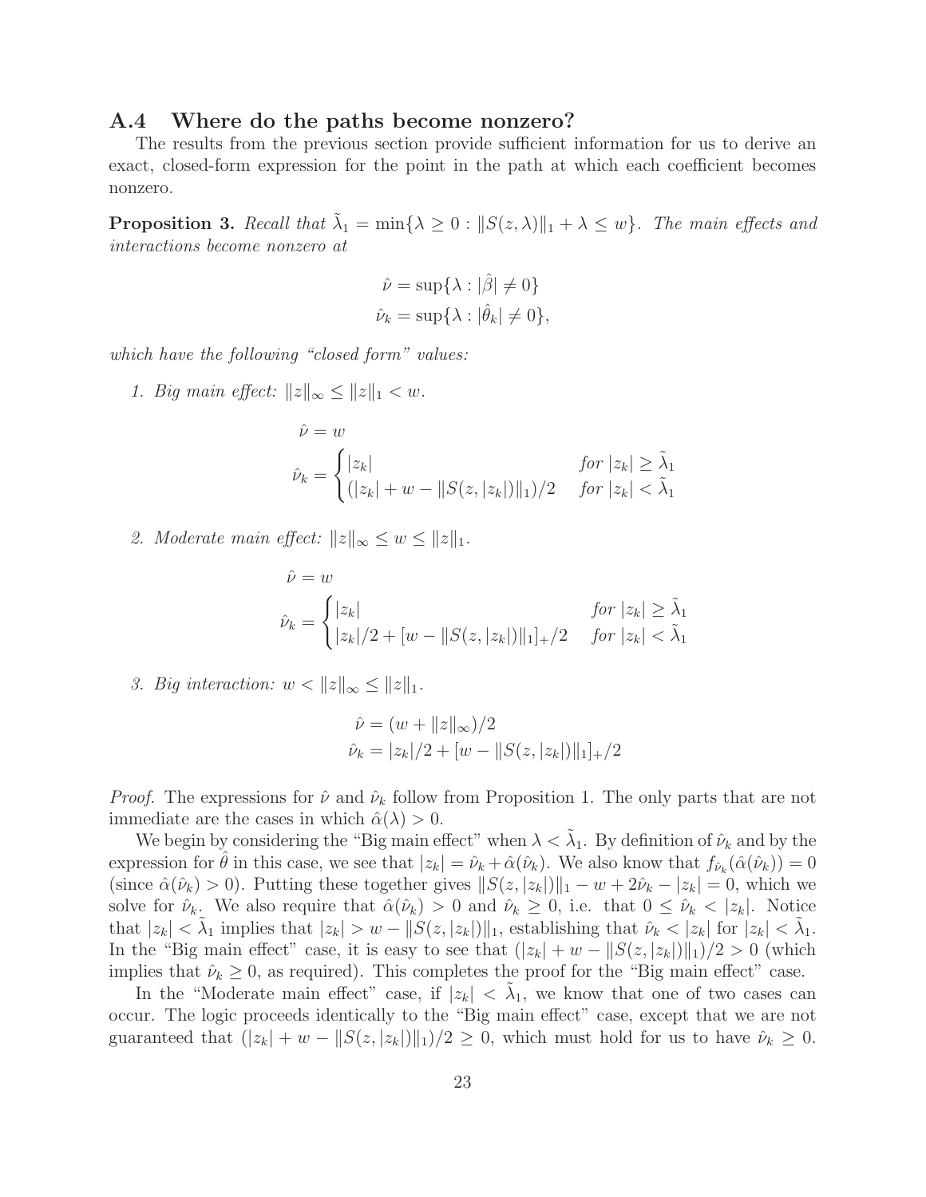## A.4 Where do the paths become nonzero?

The results from the previous section provide sufficient information for us to derive an exact, closed-form expression for the point in the path at which each coefficient becomes nonzero.

**Proposition 3.** *Recall that $\tilde{\lambda}_1 = \min\{\lambda \geq 0 : \|S(z, \lambda)\|_1 + \lambda \leq w\}$. The main effects and interactions become nonzero at*

$$\hat{\nu} = \sup\{\lambda : |\hat{\beta}| \neq 0\}$$
$$\hat{\nu}_k = \sup\{\lambda : |\hat{\theta}_k| \neq 0\},$$

*which have the following "closed form" values:*

1. *Big main effect: $\|z\|_\infty \leq \|z\|_1 < w$.*

$$\hat{\nu} = w$$
$$\hat{\nu}_k = \begin{cases} |z_k| & \text{for } |z_k| \geq \tilde{\lambda}_1 \\ (|z_k| + w - \|S(z, |z_k|)\|_1)/2 & \text{for } |z_k| < \tilde{\lambda}_1 \end{cases}$$

2. *Moderate main effect: $\|z\|_\infty \leq w \leq \|z\|_1$.*

$$\hat{\nu} = w$$
$$\hat{\nu}_k = \begin{cases} |z_k| & \text{for } |z_k| \geq \tilde{\lambda}_1 \\ |z_k|/2 + [w - \|S(z, |z_k|)\|_1]_+/2 & \text{for } |z_k| < \tilde{\lambda}_1 \end{cases}$$

3. *Big interaction: $w < \|z\|_\infty \leq \|z\|_1$.*

$$\hat{\nu} = (w + \|z\|_\infty)/2$$
$$\hat{\nu}_k = |z_k|/2 + [w - \|S(z, |z_k|)\|_1]_+/2$$

*Proof.* The expressions for $\hat{\nu}$ and $\hat{\nu}_k$ follow from Proposition 1. The only parts that are not immediate are the cases in which $\hat{\alpha}(\lambda) > 0$.

We begin by considering the "Big main effect" when $\lambda < \tilde{\lambda}_1$. By definition of $\hat{\nu}_k$ and by the expression for $\hat{\theta}$ in this case, we see that $|z_k| = \hat{\nu}_k + \hat{\alpha}(\hat{\nu}_k)$. We also know that $f_{\hat{\nu}_k}(\hat{\alpha}(\hat{\nu}_k)) = 0$ (since $\hat{\alpha}(\hat{\nu}_k) > 0$). Putting these together gives $\|S(z, |z_k|)\|_1 - w + 2\hat{\nu}_k - |z_k| = 0$, which we solve for $\hat{\nu}_k$. We also require that $\hat{\alpha}(\hat{\nu}_k) > 0$ and $\hat{\nu}_k \geq 0$, i.e. that $0 \leq \hat{\nu}_k < |z_k|$. Notice that $|z_k| < \tilde{\lambda}_1$ implies that $|z_k| > w - \|S(z, |z_k|)\|_1$, establishing that $\hat{\nu}_k < |z_k|$ for $|z_k| < \tilde{\lambda}_1$. In the "Big main effect" case, it is easy to see that $(|z_k| + w - \|S(z, |z_k|)\|_1)/2 > 0$ (which implies that $\hat{\nu}_k \geq 0$, as required). This completes the proof for the "Big main effect" case.

In the "Moderate main effect" case, if $|z_k| < \tilde{\lambda}_1$, we know that one of two cases can occur. The logic proceeds identically to the "Big main effect" case, except that we are not guaranteed that $(|z_k| + w - \|S(z, |z_k|)\|_1)/2 \geq 0$, which must hold for us to have $\hat{\nu}_k \geq 0$.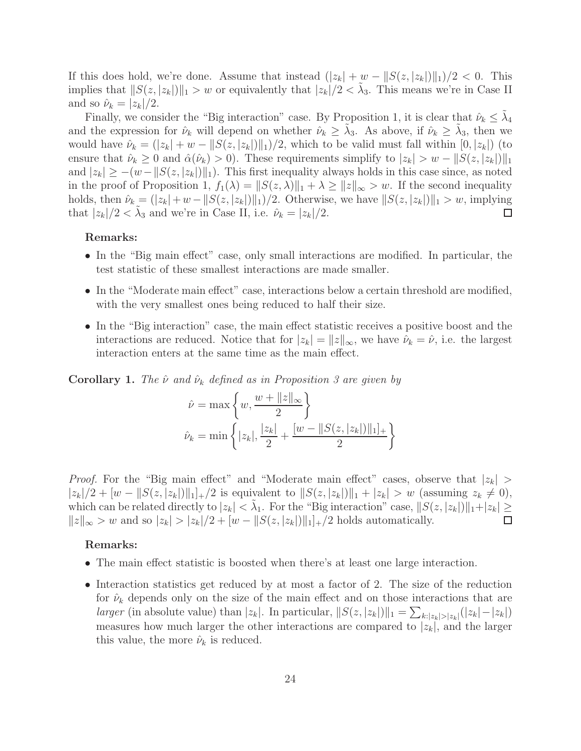If this does hold, we're done. Assume that instead $(|z_k| + w - \|S(z, |z_k|)\|_1)/2 < 0$. This implies that $\|S(z, |z_k|)\|_1 > w$ or equivalently that $|z_k|/2 < \tilde{\lambda}_3$. This means we're in Case II and so $\hat{\nu}_k = |z_k|/2$.

Finally, we consider the "Big interaction" case. By Proposition 1, it is clear that $\hat{\nu}_k \leq \tilde{\lambda}_4$ and the expression for $\hat{\nu}_k$ will depend on whether $\hat{\nu}_k \geq \tilde{\lambda}_3$. As above, if $\hat{\nu}_k \geq \tilde{\lambda}_3$, then we would have $\hat{\nu}_k = (|z_k| + w - \|S(z, |z_k|)\|_1)/2$, which to be valid must fall within $[0, |z_k|)$ (to ensure that $\hat{\nu}_k \geq 0$ and $\hat{\alpha}(\hat{\nu}_k) > 0$). These requirements simplify to $|z_k| > w - \|S(z, |z_k|)\|_1$ and $|z_k| \geq -(w - \|S(z, |z_k|)\|_1)$. This first inequality always holds in this case since, as noted in the proof of Proposition 1, $f_1(\lambda) = \|S(z, \lambda)\|_1 + \lambda \geq \|z\|_\infty > w$. If the second inequality holds, then $\hat{\nu}_k = (|z_k| + w - \|S(z, |z_k|)\|_1)/2$. Otherwise, we have $\|S(z, |z_k|)\|_1 > w$, implying that $|z_k|/2 < \tilde{\lambda}_3$ and we're in Case II, i.e. $\hat{\nu}_k = |z_k|/2$. $\square$

**Remarks:**

- In the "Big main effect" case, only small interactions are modified. In particular, the test statistic of these smallest interactions are made smaller.
- In the "Moderate main effect" case, interactions below a certain threshold are modified, with the very smallest ones being reduced to half their size.
- In the "Big interaction" case, the main effect statistic receives a positive boost and the interactions are reduced. Notice that for $|z_k| = \|z\|_\infty$, we have $\hat{\nu}_k = \hat{\nu}$, i.e. the largest interaction enters at the same time as the main effect.

**Corollary 1.** *The $\hat{\nu}$ and $\hat{\nu}_k$ defined as in Proposition 3 are given by*

$$\hat{\nu} = \max\left\{w, \frac{w + \|z\|_\infty}{2}\right\}$$

$$\hat{\nu}_k = \min\left\{|z_k|, \frac{|z_k|}{2} + \frac{[w - \|S(z, |z_k|)\|_1]_+}{2}\right\}$$

*Proof.* For the "Big main effect" and "Moderate main effect" cases, observe that $|z_k| > |z_k|/2 + [w - \|S(z, |z_k|)\|_1]_+/2$ is equivalent to $\|S(z, |z_k|)\|_1 + |z_k| > w$ (assuming $z_k \neq 0$), which can be related directly to $|z_k| < \tilde{\lambda}_1$. For the "Big interaction" case, $\|S(z, |z_k|)\|_1 + |z_k| \geq \|z\|_\infty > w$ and so $|z_k| > |z_k|/2 + [w - \|S(z, |z_k|)\|_1]_+/2$ holds automatically. $\square$

**Remarks:**

- The main effect statistic is boosted when there's at least one large interaction.
- Interaction statistics get reduced by at most a factor of 2. The size of the reduction for $\hat{\nu}_k$ depends only on the size of the main effect and on those interactions that are *larger* (in absolute value) than $|z_k|$. In particular, $\|S(z, |z_k|)\|_1 = \sum_{k:|z_k|>|z_k|}(|z_k| - |z_k|)$ measures how much larger the other interactions are compared to $|z_k|$, and the larger this value, the more $\hat{\nu}_k$ is reduced.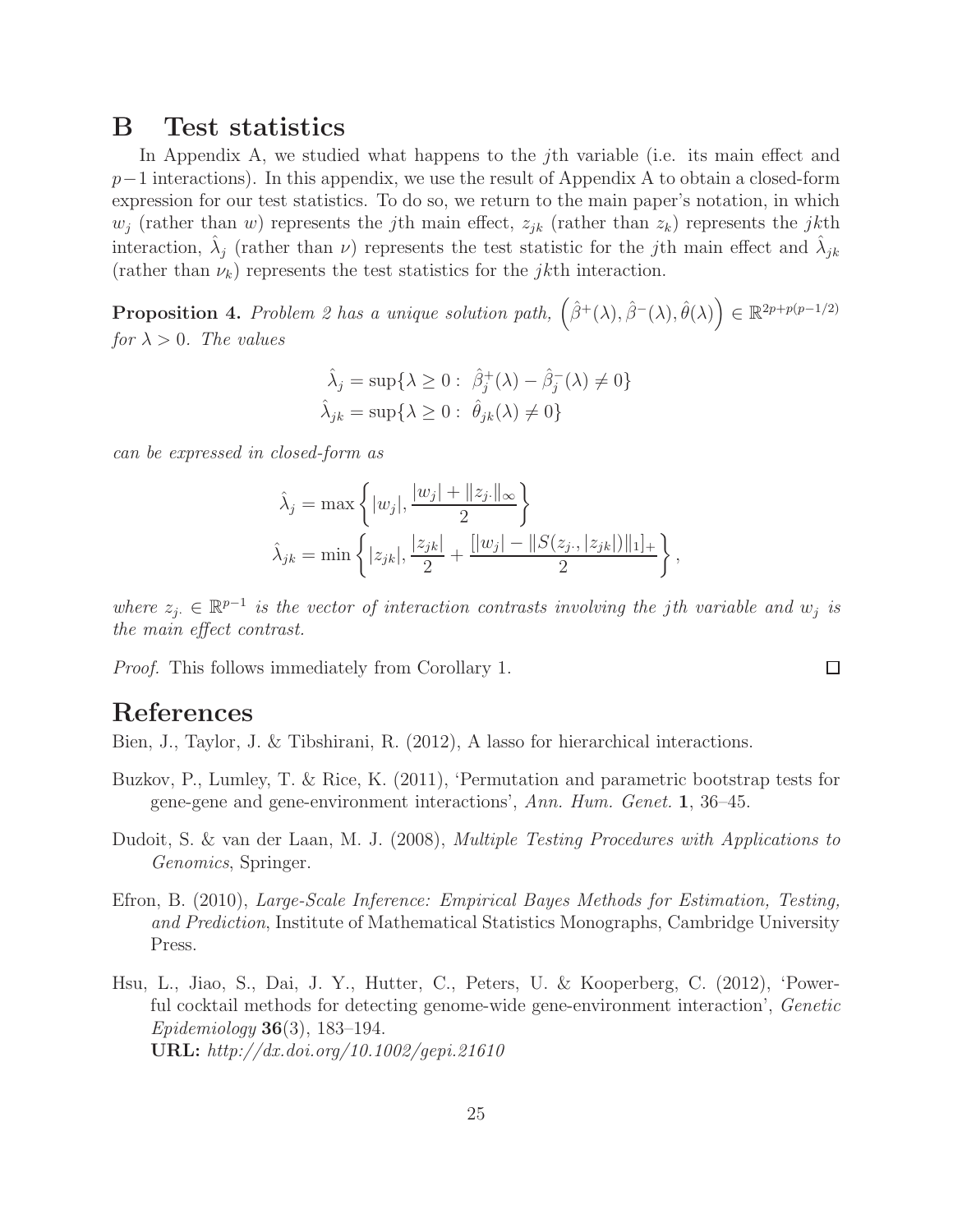# B Test statistics

In Appendix A, we studied what happens to the $j$th variable (i.e. its main effect and $p-1$ interactions). In this appendix, we use the result of Appendix A to obtain a closed-form expression for our test statistics. To do so, we return to the main paper's notation, in which $w_j$ (rather than $w$) represents the $j$th main effect, $z_{jk}$ (rather than $z_k$) represents the $jk$th interaction, $\hat{\lambda}_j$ (rather than $\nu$) represents the test statistic for the $j$th main effect and $\hat{\lambda}_{jk}$ (rather than $\nu_k$) represents the test statistics for the $jk$th interaction.

**Proposition 4.** *Problem 2 has a unique solution path,* $\left(\hat{\beta}^+(\lambda), \hat{\beta}^-(\lambda), \hat{\theta}(\lambda)\right) \in \mathbb{R}^{2p+p(p-1/2)}$ *for* $\lambda > 0$. *The values*

$$\hat{\lambda}_j = \sup\{\lambda \geq 0 : \; \hat{\beta}_j^+(\lambda) - \hat{\beta}_j^-(\lambda) \neq 0\}$$
$$\hat{\lambda}_{jk} = \sup\{\lambda \geq 0 : \; \hat{\theta}_{jk}(\lambda) \neq 0\}$$

*can be expressed in closed-form as*

$$\hat{\lambda}_j = \max\left\{|w_j|, \frac{|w_j| + \|z_{j\cdot}\|_\infty}{2}\right\}$$
$$\hat{\lambda}_{jk} = \min\left\{|z_{jk}|, \frac{|z_{jk}|}{2} + \frac{[|w_j| - \|S(z_{j\cdot}, |z_{jk}|)\|_1]_+}{2}\right\},$$

*where* $z_{j\cdot} \in \mathbb{R}^{p-1}$ *is the vector of interaction contrasts involving the* $j$*th variable and* $w_j$ *is the main effect contrast.*

*Proof.* This follows immediately from Corollary 1. □

# References

Bien, J., Taylor, J. & Tibshirani, R. (2012), A lasso for hierarchical interactions.

Buzkov, P., Lumley, T. & Rice, K. (2011), 'Permutation and parametric bootstrap tests for gene-gene and gene-environment interactions', *Ann. Hum. Genet.* **1**, 36–45.

Dudoit, S. & van der Laan, M. J. (2008), *Multiple Testing Procedures with Applications to Genomics*, Springer.

Efron, B. (2010), *Large-Scale Inference: Empirical Bayes Methods for Estimation, Testing, and Prediction*, Institute of Mathematical Statistics Monographs, Cambridge University Press.

Hsu, L., Jiao, S., Dai, J. Y., Hutter, C., Peters, U. & Kooperberg, C. (2012), 'Powerful cocktail methods for detecting genome-wide gene-environment interaction', *Genetic Epidemiology* **36**(3), 183–194.
**URL:** *http://dx.doi.org/10.1002/gepi.21610*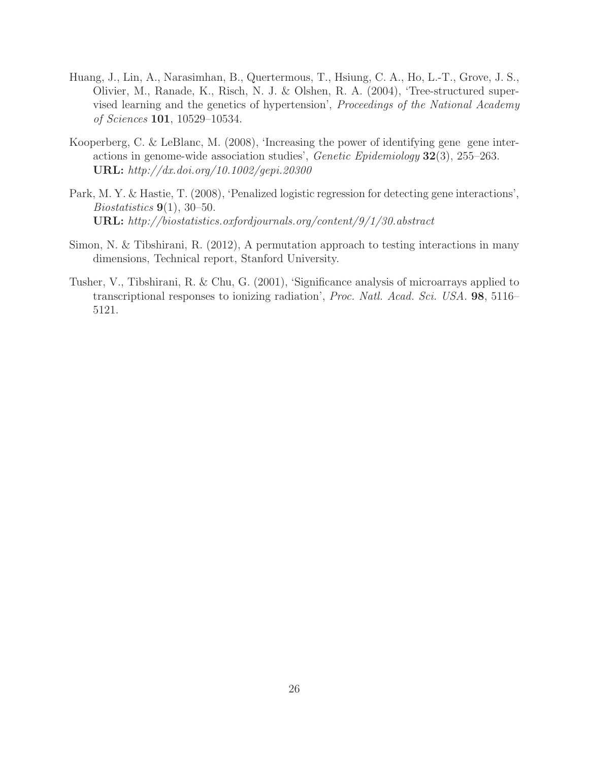Huang, J., Lin, A., Narasimhan, B., Quertermous, T., Hsiung, C. A., Ho, L.-T., Grove, J. S., Olivier, M., Ranade, K., Risch, N. J. & Olshen, R. A. (2004), 'Tree-structured supervised learning and the genetics of hypertension', *Proceedings of the National Academy of Sciences* **101**, 10529–10534.

Kooperberg, C. & LeBlanc, M. (2008), 'Increasing the power of identifying gene  gene interactions in genome-wide association studies', *Genetic Epidemiology* **32**(3), 255–263.
**URL:** *http://dx.doi.org/10.1002/gepi.20300*

Park, M. Y. & Hastie, T. (2008), 'Penalized logistic regression for detecting gene interactions', *Biostatistics* **9**(1), 30–50.
**URL:** *http://biostatistics.oxfordjournals.org/content/9/1/30.abstract*

Simon, N. & Tibshirani, R. (2012), A permutation approach to testing interactions in many dimensions, Technical report, Stanford University.

Tusher, V., Tibshirani, R. & Chu, G. (2001), 'Significance analysis of microarrays applied to transcriptional responses to ionizing radiation', *Proc. Natl. Acad. Sci. USA*. **98**, 5116–5121.